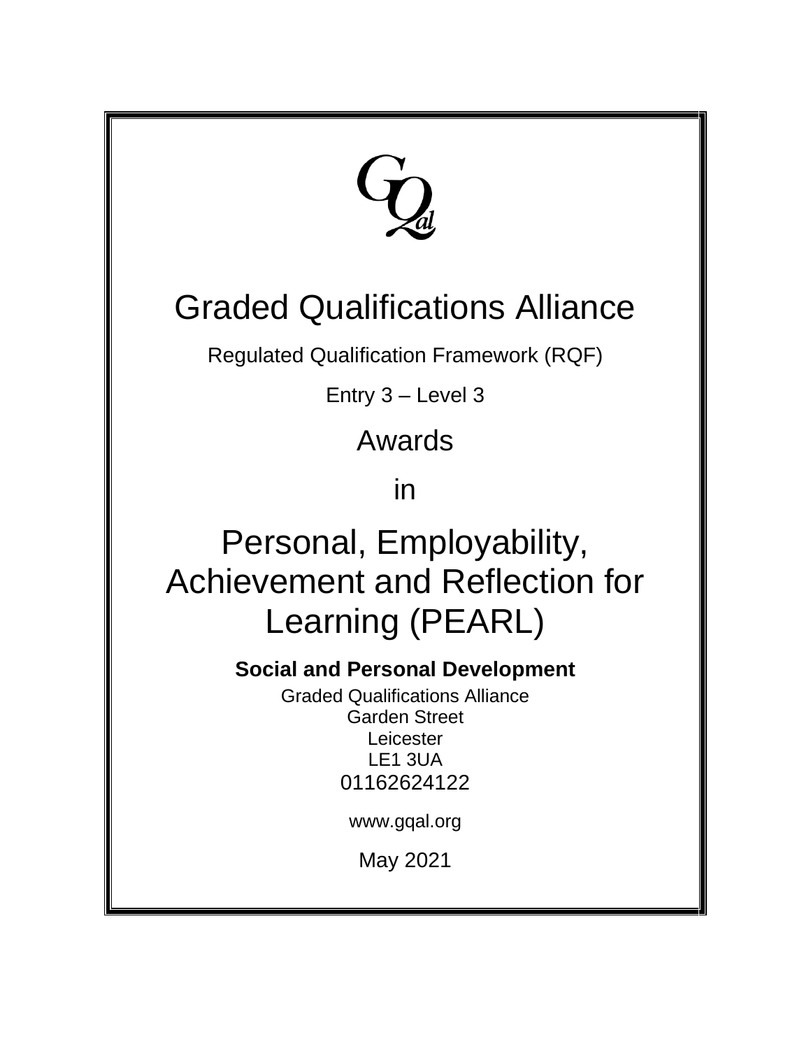GQal

# Graded Qualifications Alliance

Regulated Qualification Framework (RQF)

Entry 3 – Level 3

## Awards

## in

# Personal, Employability, Achievement and Reflection for Learning (PEARL)

**Social and Personal Development**

Graded Qualifications Alliance
Garden Street
Leicester
LE1 3UA
01162624122

www.gqal.org

May 2021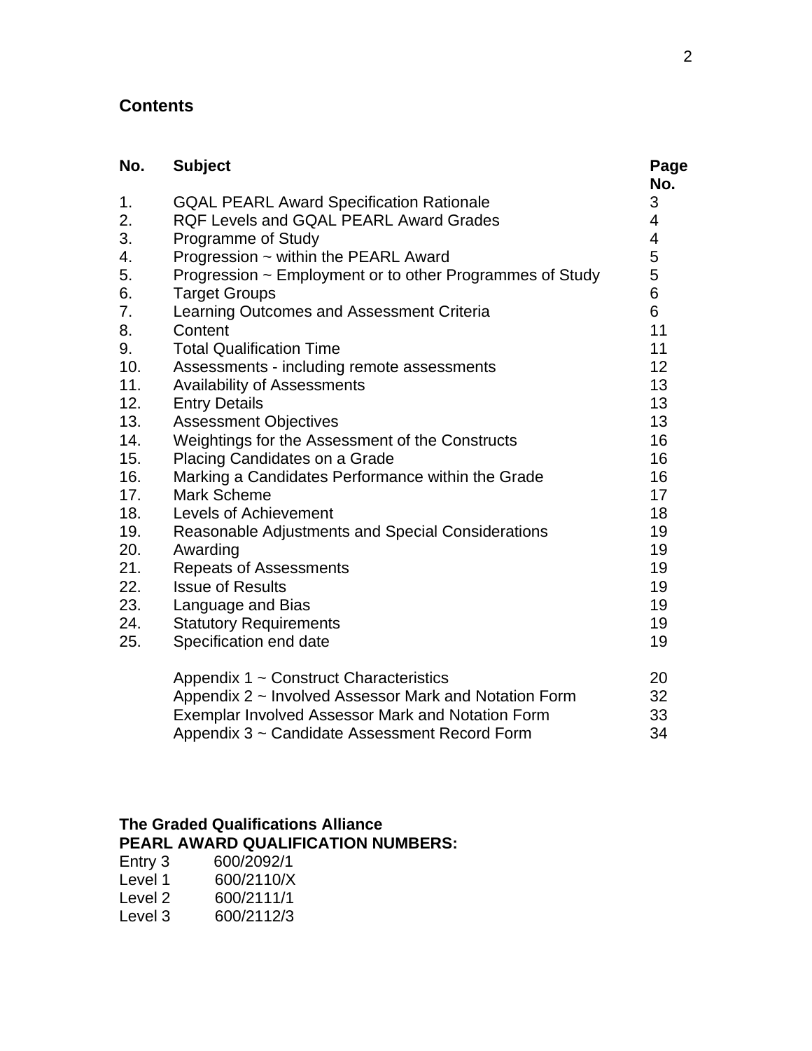## Contents

| No. | Subject | Page No. |
|---|---|---|
| 1. | GQAL PEARL Award Specification Rationale | 3 |
| 2. | RQF Levels and GQAL PEARL Award Grades | 4 |
| 3. | Programme of Study | 4 |
| 4. | Progression ~ within the PEARL Award | 5 |
| 5. | Progression ~ Employment or to other Programmes of Study | 5 |
| 6. | Target Groups | 6 |
| 7. | Learning Outcomes and Assessment Criteria | 6 |
| 8. | Content | 11 |
| 9. | Total Qualification Time | 11 |
| 10. | Assessments - including remote assessments | 12 |
| 11. | Availability of Assessments | 13 |
| 12. | Entry Details | 13 |
| 13. | Assessment Objectives | 13 |
| 14. | Weightings for the Assessment of the Constructs | 16 |
| 15. | Placing Candidates on a Grade | 16 |
| 16. | Marking a Candidates Performance within the Grade | 16 |
| 17. | Mark Scheme | 17 |
| 18. | Levels of Achievement | 18 |
| 19. | Reasonable Adjustments and Special Considerations | 19 |
| 20. | Awarding | 19 |
| 21. | Repeats of Assessments | 19 |
| 22. | Issue of Results | 19 |
| 23. | Language and Bias | 19 |
| 24. | Statutory Requirements | 19 |
| 25. | Specification end date | 19 |
| | Appendix 1 ~ Construct Characteristics | 20 |
| | Appendix 2 ~ Involved Assessor Mark and Notation Form | 32 |
| | Exemplar Involved Assessor Mark and Notation Form | 33 |
| | Appendix 3 ~ Candidate Assessment Record Form | 34 |

**The Graded Qualifications Alliance**
**PEARL AWARD QUALIFICATION NUMBERS:**

Entry 3 600/2092/1
Level 1 600/2110/X
Level 2 600/2111/1
Level 3 600/2112/3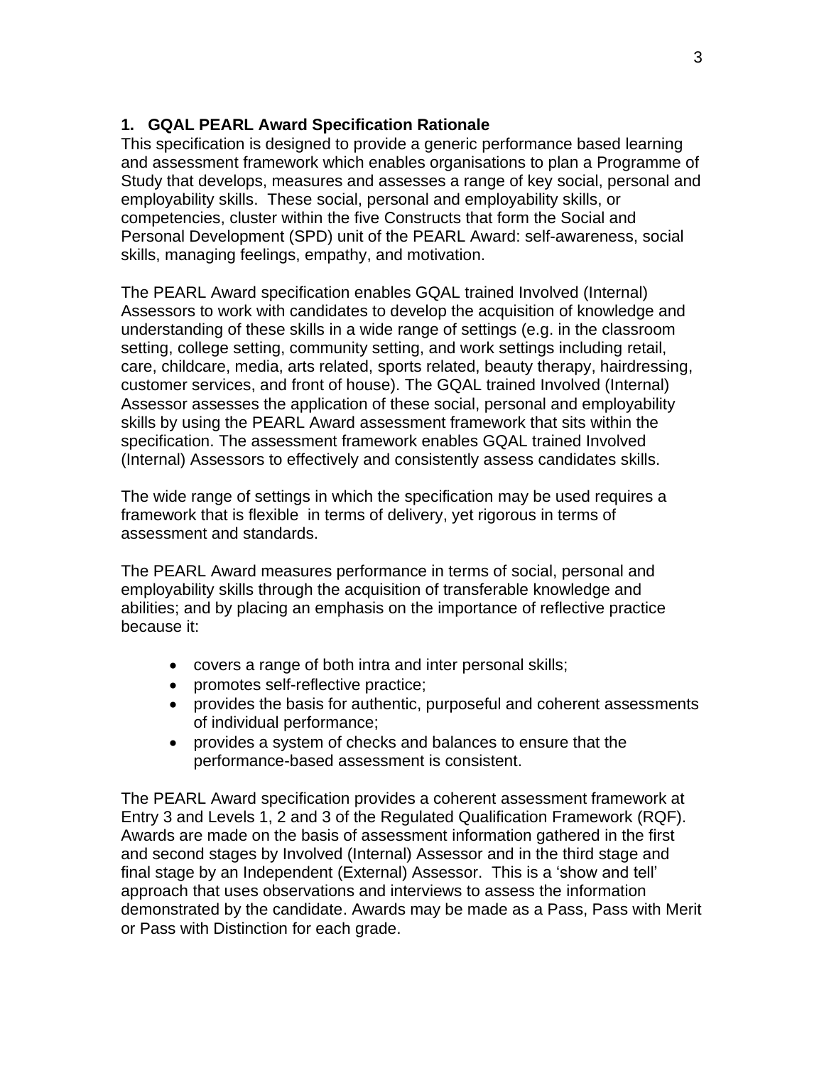## 1. GQAL PEARL Award Specification Rationale

This specification is designed to provide a generic performance based learning and assessment framework which enables organisations to plan a Programme of Study that develops, measures and assesses a range of key social, personal and employability skills. These social, personal and employability skills, or competencies, cluster within the five Constructs that form the Social and Personal Development (SPD) unit of the PEARL Award: self-awareness, social skills, managing feelings, empathy, and motivation.

The PEARL Award specification enables GQAL trained Involved (Internal) Assessors to work with candidates to develop the acquisition of knowledge and understanding of these skills in a wide range of settings (e.g. in the classroom setting, college setting, community setting, and work settings including retail, care, childcare, media, arts related, sports related, beauty therapy, hairdressing, customer services, and front of house). The GQAL trained Involved (Internal) Assessor assesses the application of these social, personal and employability skills by using the PEARL Award assessment framework that sits within the specification. The assessment framework enables GQAL trained Involved (Internal) Assessors to effectively and consistently assess candidates skills.

The wide range of settings in which the specification may be used requires a framework that is flexible in terms of delivery, yet rigorous in terms of assessment and standards.

The PEARL Award measures performance in terms of social, personal and employability skills through the acquisition of transferable knowledge and abilities; and by placing an emphasis on the importance of reflective practice because it:

- covers a range of both intra and inter personal skills;
- promotes self-reflective practice;
- provides the basis for authentic, purposeful and coherent assessments of individual performance;
- provides a system of checks and balances to ensure that the performance-based assessment is consistent.

The PEARL Award specification provides a coherent assessment framework at Entry 3 and Levels 1, 2 and 3 of the Regulated Qualification Framework (RQF). Awards are made on the basis of assessment information gathered in the first and second stages by Involved (Internal) Assessor and in the third stage and final stage by an Independent (External) Assessor. This is a 'show and tell' approach that uses observations and interviews to assess the information demonstrated by the candidate. Awards may be made as a Pass, Pass with Merit or Pass with Distinction for each grade.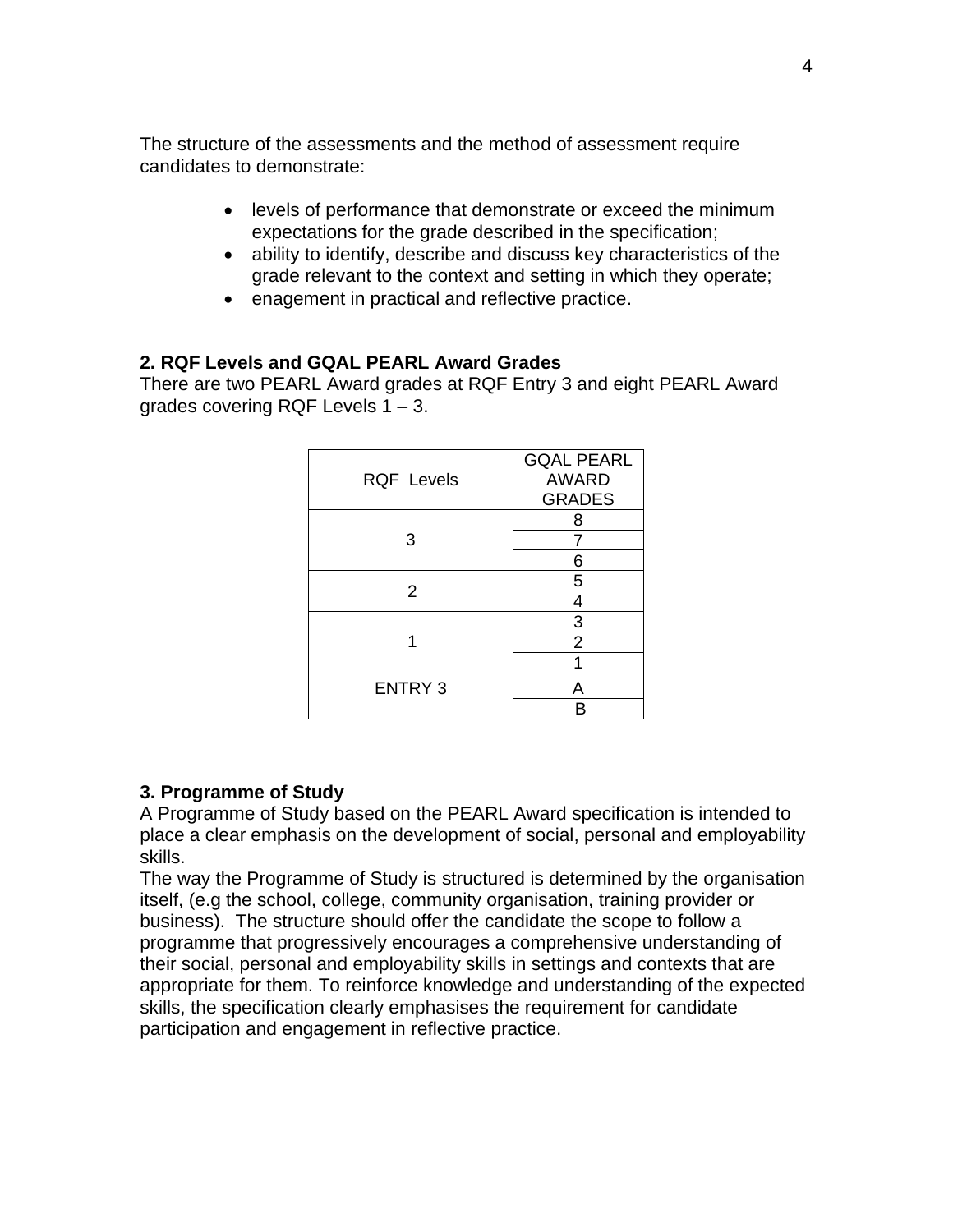The structure of the assessments and the method of assessment require candidates to demonstrate:

- levels of performance that demonstrate or exceed the minimum expectations for the grade described in the specification;
- ability to identify, describe and discuss key characteristics of the grade relevant to the context and setting in which they operate;
- enagement in practical and reflective practice.

**2. RQF Levels and GQAL PEARL Award Grades**

There are two PEARL Award grades at RQF Entry 3 and eight PEARL Award grades covering RQF Levels 1 – 3.

| RQF Levels | GQAL PEARL AWARD GRADES |
|---|---|
| 3 | 8 |
| | 7 |
| | 6 |
| 2 | 5 |
| | 4 |
| 1 | 3 |
| | 2 |
| | 1 |
| ENTRY 3 | A |
| | B |

**3. Programme of Study**

A Programme of Study based on the PEARL Award specification is intended to place a clear emphasis on the development of social, personal and employability skills.

The way the Programme of Study is structured is determined by the organisation itself, (e.g the school, college, community organisation, training provider or business). The structure should offer the candidate the scope to follow a programme that progressively encourages a comprehensive understanding of their social, personal and employability skills in settings and contexts that are appropriate for them. To reinforce knowledge and understanding of the expected skills, the specification clearly emphasises the requirement for candidate participation and engagement in reflective practice.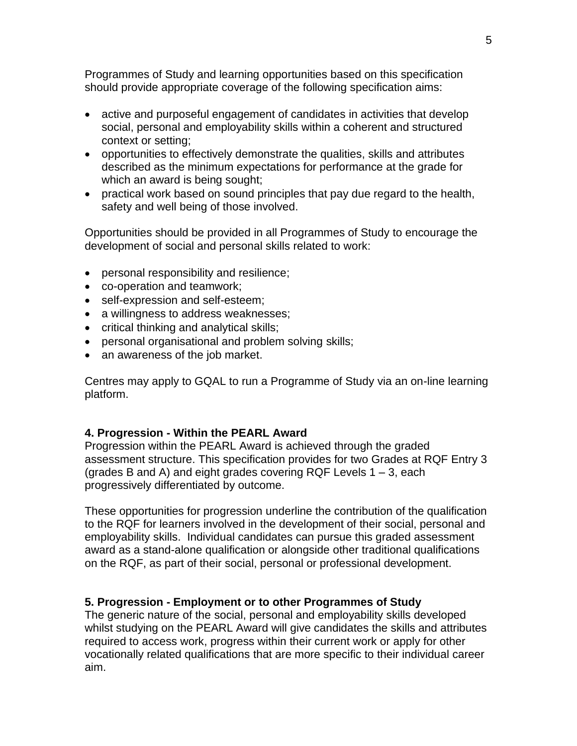Programmes of Study and learning opportunities based on this specification should provide appropriate coverage of the following specification aims:

- active and purposeful engagement of candidates in activities that develop social, personal and employability skills within a coherent and structured context or setting;
- opportunities to effectively demonstrate the qualities, skills and attributes described as the minimum expectations for performance at the grade for which an award is being sought;
- practical work based on sound principles that pay due regard to the health, safety and well being of those involved.

Opportunities should be provided in all Programmes of Study to encourage the development of social and personal skills related to work:

- personal responsibility and resilience;
- co-operation and teamwork;
- self-expression and self-esteem;
- a willingness to address weaknesses;
- critical thinking and analytical skills;
- personal organisational and problem solving skills;
- an awareness of the job market.

Centres may apply to GQAL to run a Programme of Study via an on-line learning platform.

**4. Progression - Within the PEARL Award**

Progression within the PEARL Award is achieved through the graded assessment structure. This specification provides for two Grades at RQF Entry 3 (grades B and A) and eight grades covering RQF Levels 1 – 3, each progressively differentiated by outcome.

These opportunities for progression underline the contribution of the qualification to the RQF for learners involved in the development of their social, personal and employability skills. Individual candidates can pursue this graded assessment award as a stand-alone qualification or alongside other traditional qualifications on the RQF, as part of their social, personal or professional development.

**5. Progression - Employment or to other Programmes of Study**

The generic nature of the social, personal and employability skills developed whilst studying on the PEARL Award will give candidates the skills and attributes required to access work, progress within their current work or apply for other vocationally related qualifications that are more specific to their individual career aim.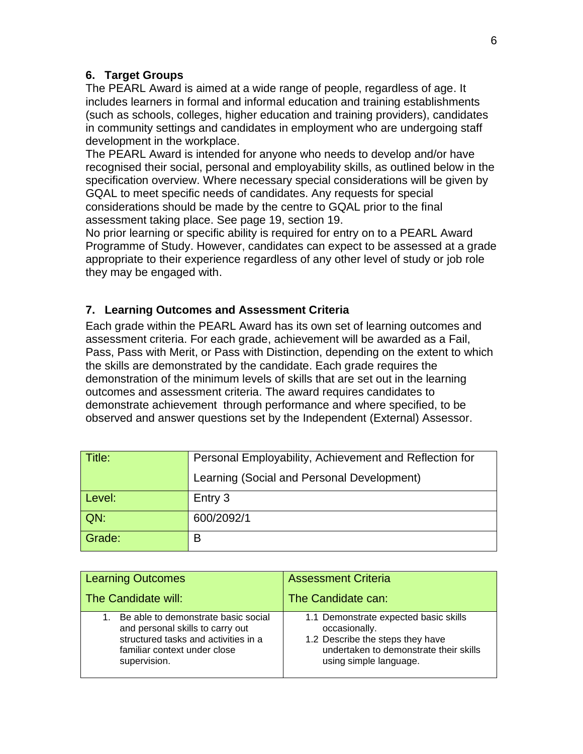## 6. Target Groups

The PEARL Award is aimed at a wide range of people, regardless of age. It includes learners in formal and informal education and training establishments (such as schools, colleges, higher education and training providers), candidates in community settings and candidates in employment who are undergoing staff development in the workplace.

The PEARL Award is intended for anyone who needs to develop and/or have recognised their social, personal and employability skills, as outlined below in the specification overview. Where necessary special considerations will be given by GQAL to meet specific needs of candidates. Any requests for special considerations should be made by the centre to GQAL prior to the final assessment taking place. See page 19, section 19.

No prior learning or specific ability is required for entry on to a PEARL Award Programme of Study. However, candidates can expect to be assessed at a grade appropriate to their experience regardless of any other level of study or job role they may be engaged with.

## 7. Learning Outcomes and Assessment Criteria

Each grade within the PEARL Award has its own set of learning outcomes and assessment criteria. For each grade, achievement will be awarded as a Fail, Pass, Pass with Merit, or Pass with Distinction, depending on the extent to which the skills are demonstrated by the candidate. Each grade requires the demonstration of the minimum levels of skills that are set out in the learning outcomes and assessment criteria. The award requires candidates to demonstrate achievement through performance and where specified, to be observed and answer questions set by the Independent (External) Assessor.

| Title: | Personal Employability, Achievement and Reflection for Learning (Social and Personal Development) |
|---|---|
| Level: | Entry 3 |
| QN: | 600/2092/1 |
| Grade: | B |

| Learning Outcomes<br>The Candidate will: | Assessment Criteria<br>The Candidate can: |
|---|---|
| 1. Be able to demonstrate basic social and personal skills to carry out structured tasks and activities in a familiar context under close supervision. | 1.1 Demonstrate expected basic skills occasionally.<br>1.2 Describe the steps they have undertaken to demonstrate their skills using simple language. |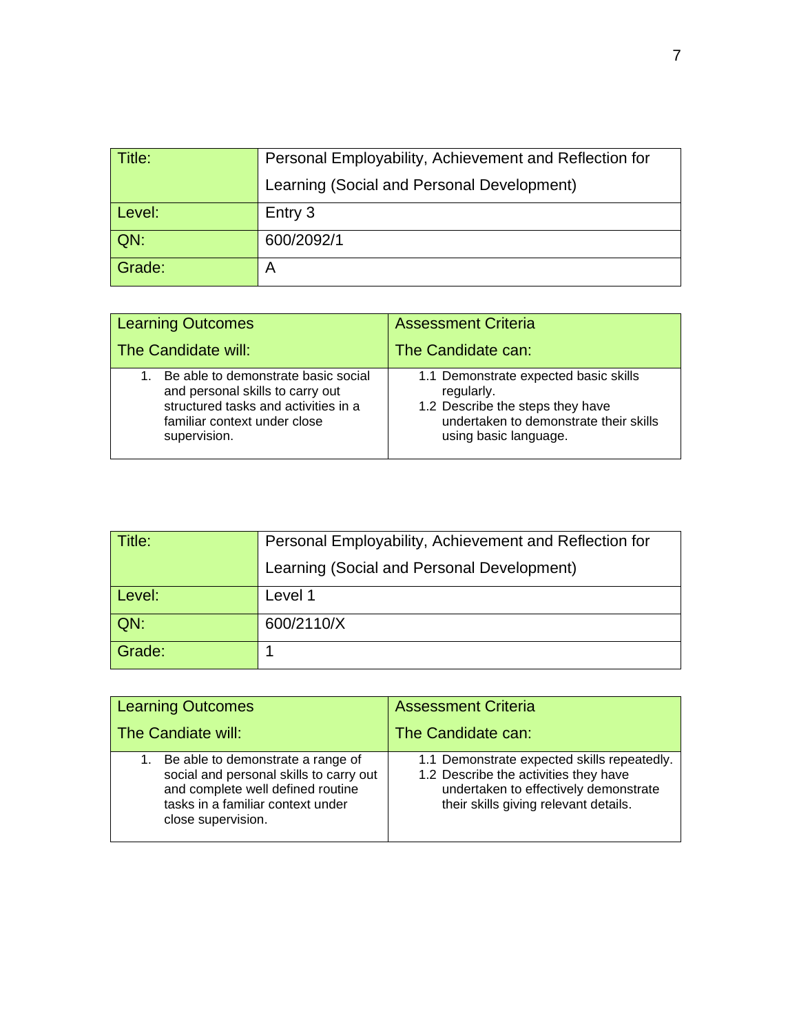| Title: | Personal Employability, Achievement and Reflection for Learning (Social and Personal Development) |
| --- | --- |
| Level: | Entry 3 |
| QN: | 600/2092/1 |
| Grade: | A |

| Learning Outcomes<br>The Candidate will: | Assessment Criteria<br>The Candidate can: |
| --- | --- |
| 1. Be able to demonstrate basic social and personal skills to carry out structured tasks and activities in a familiar context under close supervision. | 1.1 Demonstrate expected basic skills regularly.<br>1.2 Describe the steps they have undertaken to demonstrate their skills using basic language. |

| Title: | Personal Employability, Achievement and Reflection for Learning (Social and Personal Development) |
| --- | --- |
| Level: | Level 1 |
| QN: | 600/2110/X |
| Grade: | 1 |

| Learning Outcomes<br>The Candiate will: | Assessment Criteria<br>The Candidate can: |
| --- | --- |
| 1. Be able to demonstrate a range of social and personal skills to carry out and complete well defined routine tasks in a familiar context under close supervision. | 1.1 Demonstrate expected skills repeatedly.<br>1.2 Describe the activities they have undertaken to effectively demonstrate their skills giving relevant details. |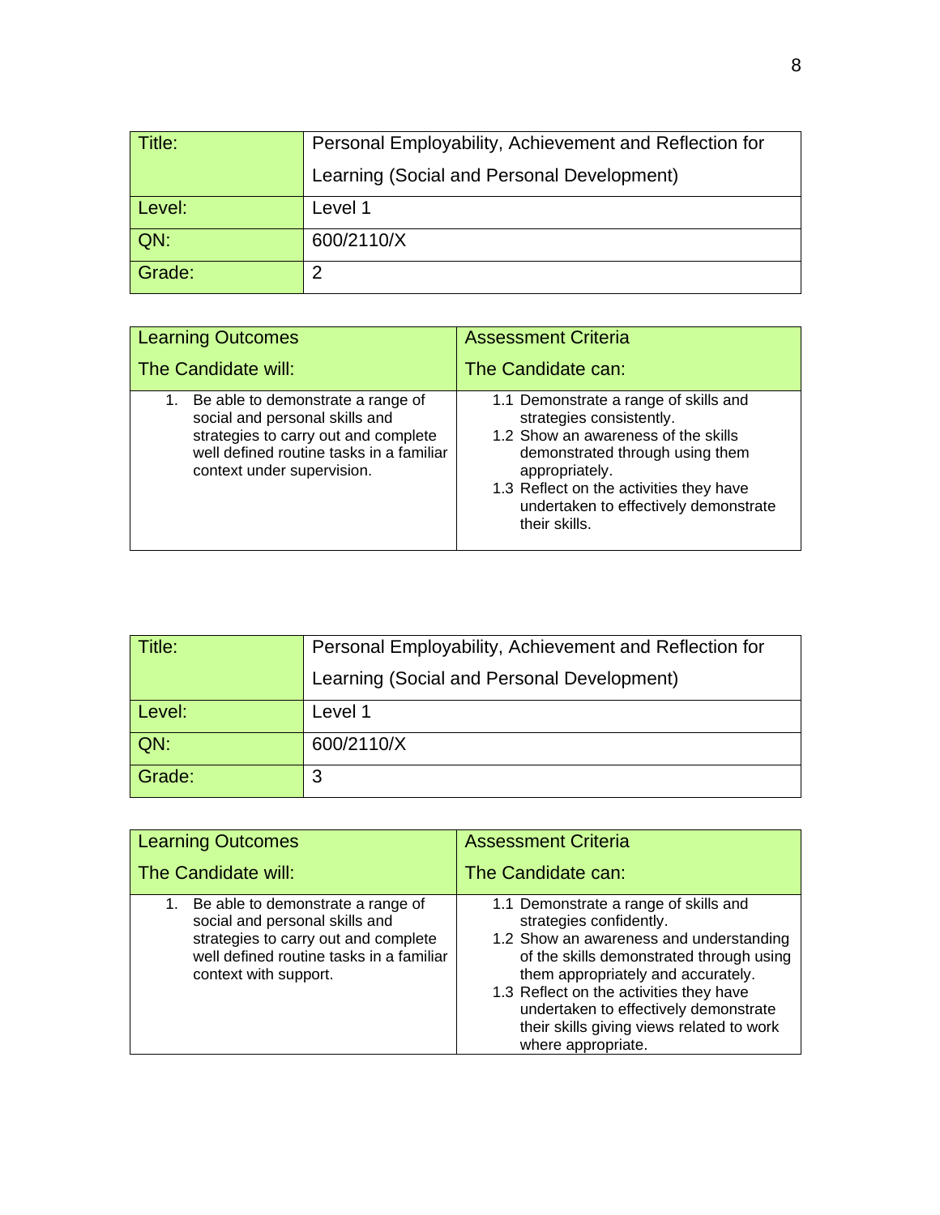| Title: | Personal Employability, Achievement and Reflection for Learning (Social and Personal Development) |
|---|---|
| Level: | Level 1 |
| QN: | 600/2110/X |
| Grade: | 2 |

| Learning Outcomes<br>The Candidate will: | Assessment Criteria<br>The Candidate can: |
|---|---|
| 1. Be able to demonstrate a range of social and personal skills and strategies to carry out and complete well defined routine tasks in a familiar context under supervision. | 1.1 Demonstrate a range of skills and strategies consistently.<br>1.2 Show an awareness of the skills demonstrated through using them appropriately.<br>1.3 Reflect on the activities they have undertaken to effectively demonstrate their skills. |

| Title: | Personal Employability, Achievement and Reflection for Learning (Social and Personal Development) |
|---|---|
| Level: | Level 1 |
| QN: | 600/2110/X |
| Grade: | 3 |

| Learning Outcomes<br>The Candidate will: | Assessment Criteria<br>The Candidate can: |
|---|---|
| 1. Be able to demonstrate a range of social and personal skills and strategies to carry out and complete well defined routine tasks in a familiar context with support. | 1.1 Demonstrate a range of skills and strategies confidently.<br>1.2 Show an awareness and understanding of the skills demonstrated through using them appropriately and accurately.<br>1.3 Reflect on the activities they have undertaken to effectively demonstrate their skills giving views related to work where appropriate. |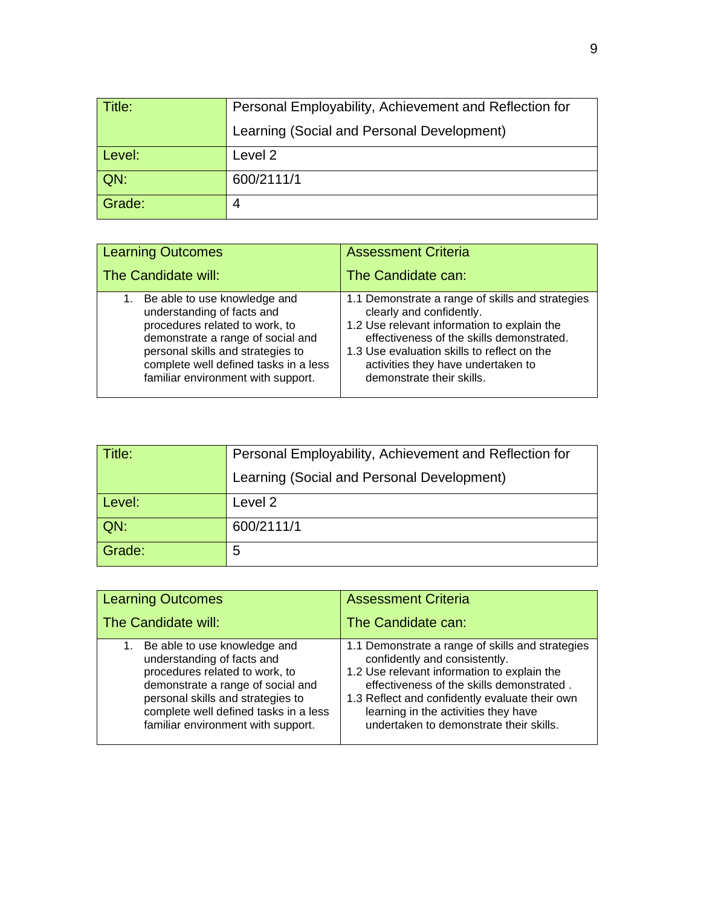| Title: | Personal Employability, Achievement and Reflection for Learning (Social and Personal Development) |
|---|---|
| Level: | Level 2 |
| QN: | 600/2111/1 |
| Grade: | 4 |

| Learning Outcomes<br>The Candidate will: | Assessment Criteria<br>The Candidate can: |
|---|---|
| 1. Be able to use knowledge and understanding of facts and procedures related to work, to demonstrate a range of social and personal skills and strategies to complete well defined tasks in a less familiar environment with support. | 1.1 Demonstrate a range of skills and strategies clearly and confidently.<br>1.2 Use relevant information to explain the effectiveness of the skills demonstrated.<br>1.3 Use evaluation skills to reflect on the activities they have undertaken to demonstrate their skills. |

| Title: | Personal Employability, Achievement and Reflection for Learning (Social and Personal Development) |
|---|---|
| Level: | Level 2 |
| QN: | 600/2111/1 |
| Grade: | 5 |

| Learning Outcomes<br>The Candidate will: | Assessment Criteria<br>The Candidate can: |
|---|---|
| 1. Be able to use knowledge and understanding of facts and procedures related to work, to demonstrate a range of social and personal skills and strategies to complete well defined tasks in a less familiar environment with support. | 1.1 Demonstrate a range of skills and strategies confidently and consistently.<br>1.2 Use relevant information to explain the effectiveness of the skills demonstrated .<br>1.3 Reflect and confidently evaluate their own learning in the activities they have undertaken to demonstrate their skills. |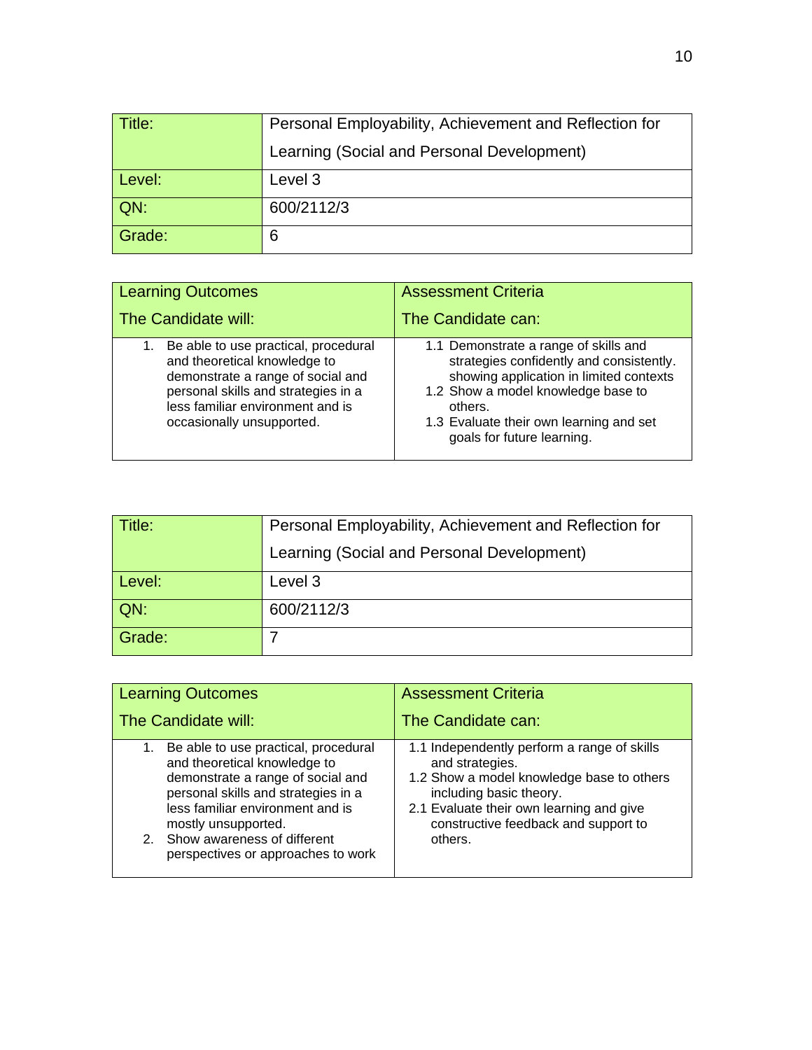| Title: | Personal Employability, Achievement and Reflection for Learning (Social and Personal Development) |
|---|---|
| Level: | Level 3 |
| QN: | 600/2112/3 |
| Grade: | 6 |

| Learning Outcomes<br>The Candidate will: | Assessment Criteria<br>The Candidate can: |
|---|---|
| 1. Be able to use practical, procedural and theoretical knowledge to demonstrate a range of social and personal skills and strategies in a less familiar environment and is occasionally unsupported. | 1.1 Demonstrate a range of skills and strategies confidently and consistently. showing application in limited contexts<br>1.2 Show a model knowledge base to others.<br>1.3 Evaluate their own learning and set goals for future learning. |

| Title: | Personal Employability, Achievement and Reflection for Learning (Social and Personal Development) |
|---|---|
| Level: | Level 3 |
| QN: | 600/2112/3 |
| Grade: | 7 |

| Learning Outcomes<br>The Candidate will: | Assessment Criteria<br>The Candidate can: |
|---|---|
| 1. Be able to use practical, procedural and theoretical knowledge to demonstrate a range of social and personal skills and strategies in a less familiar environment and is mostly unsupported.<br>2. Show awareness of different perspectives or approaches to work | 1.1 Independently perform a range of skills and strategies.<br>1.2 Show a model knowledge base to others including basic theory.<br>2.1 Evaluate their own learning and give constructive feedback and support to others. |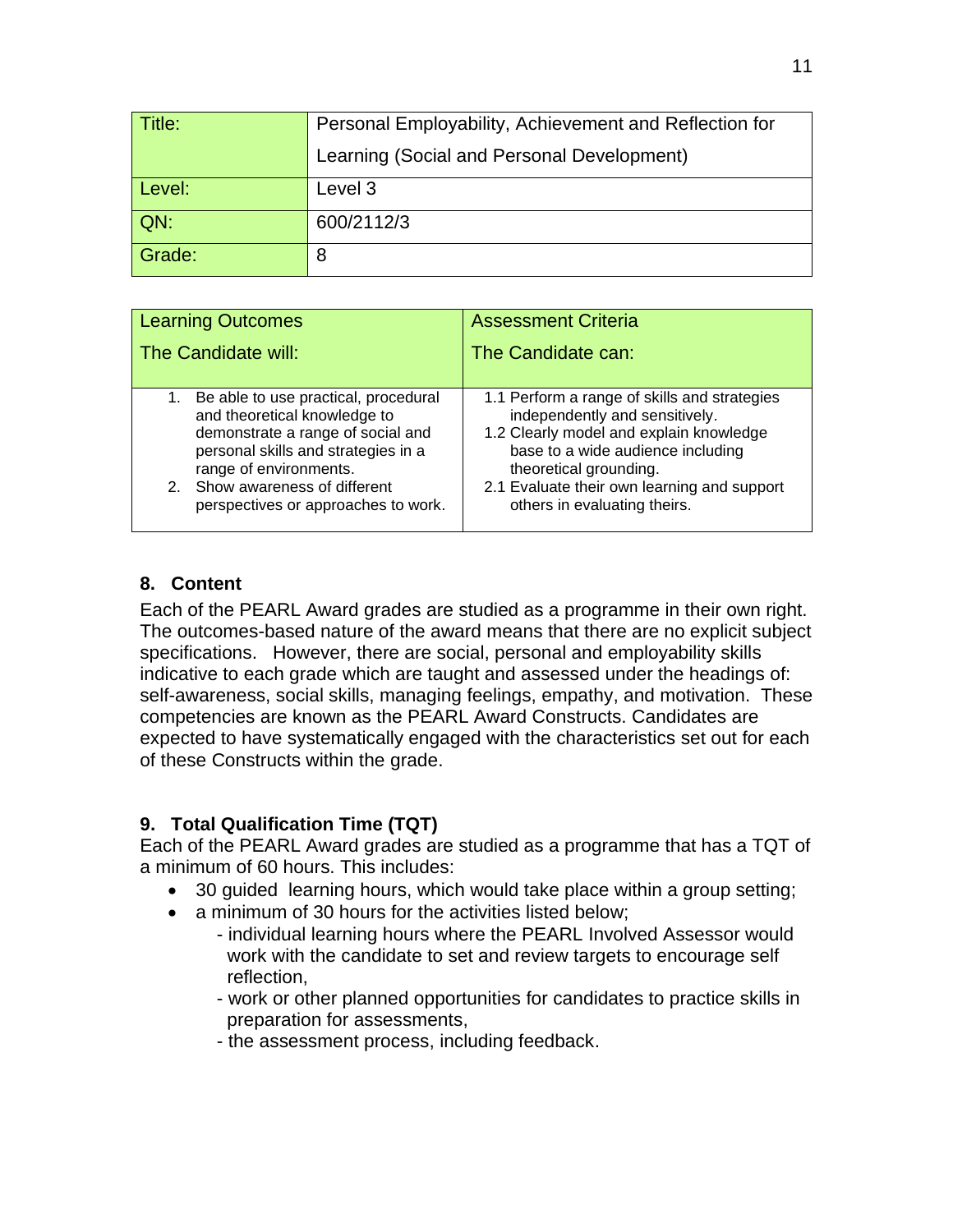| Title: | Personal Employability, Achievement and Reflection for Learning (Social and Personal Development) |
|---|---|
| Level: | Level 3 |
| QN: | 600/2112/3 |
| Grade: | 8 |

| Learning Outcomes<br>The Candidate will: | Assessment Criteria<br>The Candidate can: |
|---|---|
| 1. Be able to use practical, procedural and theoretical knowledge to demonstrate a range of social and personal skills and strategies in a range of environments.<br>2. Show awareness of different perspectives or approaches to work. | 1.1 Perform a range of skills and strategies independently and sensitively.<br>1.2 Clearly model and explain knowledge base to a wide audience including theoretical grounding.<br>2.1 Evaluate their own learning and support others in evaluating theirs. |

## 8. Content

Each of the PEARL Award grades are studied as a programme in their own right. The outcomes-based nature of the award means that there are no explicit subject specifications. However, there are social, personal and employability skills indicative to each grade which are taught and assessed under the headings of: self-awareness, social skills, managing feelings, empathy, and motivation. These competencies are known as the PEARL Award Constructs. Candidates are expected to have systematically engaged with the characteristics set out for each of these Constructs within the grade.

## 9. Total Qualification Time (TQT)

Each of the PEARL Award grades are studied as a programme that has a TQT of a minimum of 60 hours. This includes:

- 30 guided learning hours, which would take place within a group setting;
- a minimum of 30 hours for the activities listed below;
  - individual learning hours where the PEARL Involved Assessor would work with the candidate to set and review targets to encourage self reflection,
  - work or other planned opportunities for candidates to practice skills in preparation for assessments,
  - the assessment process, including feedback.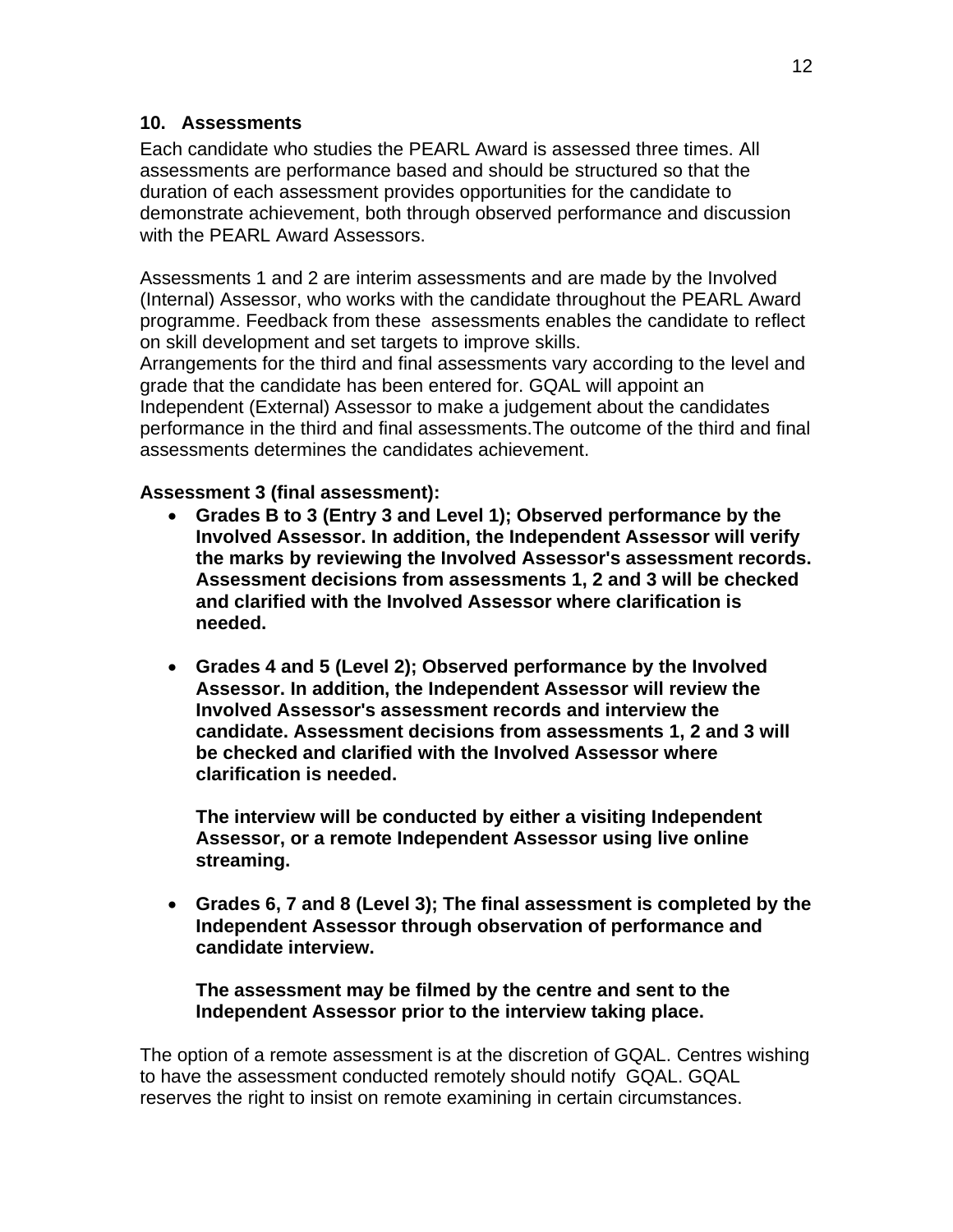## 10. Assessments

Each candidate who studies the PEARL Award is assessed three times. All assessments are performance based and should be structured so that the duration of each assessment provides opportunities for the candidate to demonstrate achievement, both through observed performance and discussion with the PEARL Award Assessors.

Assessments 1 and 2 are interim assessments and are made by the Involved (Internal) Assessor, who works with the candidate throughout the PEARL Award programme. Feedback from these assessments enables the candidate to reflect on skill development and set targets to improve skills.
Arrangements for the third and final assessments vary according to the level and grade that the candidate has been entered for. GQAL will appoint an Independent (External) Assessor to make a judgement about the candidates performance in the third and final assessments.The outcome of the third and final assessments determines the candidates achievement.

**Assessment 3 (final assessment):**

- **Grades B to 3 (Entry 3 and Level 1); Observed performance by the Involved Assessor. In addition, the Independent Assessor will verify the marks by reviewing the Involved Assessor's assessment records. Assessment decisions from assessments 1, 2 and 3 will be checked and clarified with the Involved Assessor where clarification is needed.**

- **Grades 4 and 5 (Level 2); Observed performance by the Involved Assessor. In addition, the Independent Assessor will review the Involved Assessor's assessment records and interview the candidate. Assessment decisions from assessments 1, 2 and 3 will be checked and clarified with the Involved Assessor where clarification is needed.**

  **The interview will be conducted by either a visiting Independent Assessor, or a remote Independent Assessor using live online streaming.**

- **Grades 6, 7 and 8 (Level 3); The final assessment is completed by the Independent Assessor through observation of performance and candidate interview.**

  **The assessment may be filmed by the centre and sent to the Independent Assessor prior to the interview taking place.**

The option of a remote assessment is at the discretion of GQAL. Centres wishing to have the assessment conducted remotely should notify GQAL. GQAL reserves the right to insist on remote examining in certain circumstances.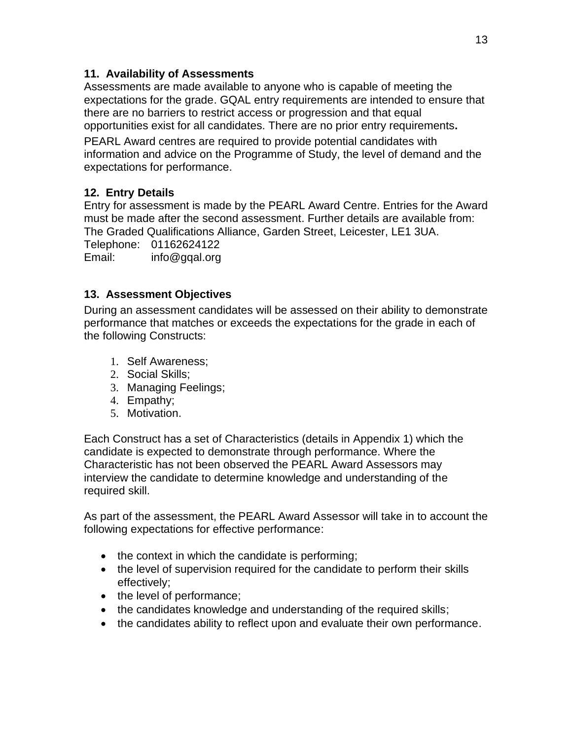### 11. Availability of Assessments

Assessments are made available to anyone who is capable of meeting the expectations for the grade. GQAL entry requirements are intended to ensure that there are no barriers to restrict access or progression and that equal opportunities exist for all candidates. There are no prior entry requirements**.**

PEARL Award centres are required to provide potential candidates with information and advice on the Programme of Study, the level of demand and the expectations for performance.

### 12. Entry Details

Entry for assessment is made by the PEARL Award Centre. Entries for the Award must be made after the second assessment. Further details are available from: The Graded Qualifications Alliance, Garden Street, Leicester, LE1 3UA.

Telephone: 01162624122
Email: info@gqal.org

### 13. Assessment Objectives

During an assessment candidates will be assessed on their ability to demonstrate performance that matches or exceeds the expectations for the grade in each of the following Constructs:

1. Self Awareness;
2. Social Skills;
3. Managing Feelings;
4. Empathy;
5. Motivation.

Each Construct has a set of Characteristics (details in Appendix 1) which the candidate is expected to demonstrate through performance. Where the Characteristic has not been observed the PEARL Award Assessors may interview the candidate to determine knowledge and understanding of the required skill.

As part of the assessment, the PEARL Award Assessor will take in to account the following expectations for effective performance:

- the context in which the candidate is performing;
- the level of supervision required for the candidate to perform their skills effectively;
- the level of performance;
- the candidates knowledge and understanding of the required skills;
- the candidates ability to reflect upon and evaluate their own performance.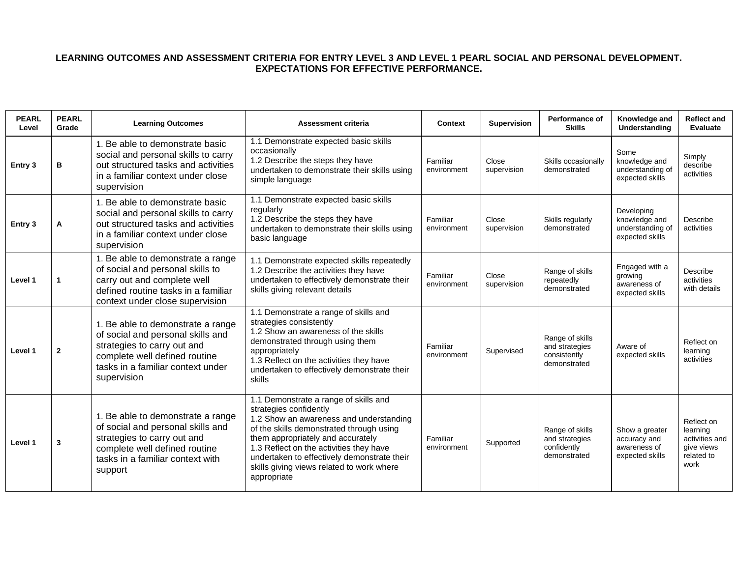**LEARNING OUTCOMES AND ASSESSMENT CRITERIA FOR ENTRY LEVEL 3 AND LEVEL 1 PEARL SOCIAL AND PERSONAL DEVELOPMENT. EXPECTATIONS FOR EFFECTIVE PERFORMANCE.**

| PEARL Level | PEARL Grade | Learning Outcomes | Assessment criteria | Context | Supervision | Performance of Skills | Knowledge and Understanding | Reflect and Evaluate |
|---|---|---|---|---|---|---|---|---|
| Entry 3 | B | 1. Be able to demonstrate basic social and personal skills to carry out structured tasks and activities in a familiar context under close supervision | 1.1 Demonstrate expected basic skills occasionally<br>1.2 Describe the steps they have undertaken to demonstrate their skills using simple language | Familiar environment | Close supervision | Skills occasionally demonstrated | Some knowledge and understanding of expected skills | Simply describe activities |
| Entry 3 | A | 1. Be able to demonstrate basic social and personal skills to carry out structured tasks and activities in a familiar context under close supervision | 1.1 Demonstrate expected basic skills regularly<br>1.2 Describe the steps they have undertaken to demonstrate their skills using basic language | Familiar environment | Close supervision | Skills regularly demonstrated | Developing knowledge and understanding of expected skills | Describe activities |
| Level 1 | 1 | 1. Be able to demonstrate a range of social and personal skills to carry out and complete well defined routine tasks in a familiar context under close supervision | 1.1 Demonstrate expected skills repeatedly<br>1.2 Describe the activities they have undertaken to effectively demonstrate their skills giving relevant details | Familiar environment | Close supervision | Range of skills repeatedly demonstrated | Engaged with a growing awareness of expected skills | Describe activities with details |
| Level 1 | 2 | 1. Be able to demonstrate a range of social and personal skills and strategies to carry out and complete well defined routine tasks in a familiar context under supervision | 1.1 Demonstrate a range of skills and strategies consistently<br>1.2 Show an awareness of the skills demonstrated through using them appropriately<br>1.3 Reflect on the activities they have undertaken to effectively demonstrate their skills | Familiar environment | Supervised | Range of skills and strategies consistently demonstrated | Aware of expected skills | Reflect on learning activities |
| Level 1 | 3 | 1. Be able to demonstrate a range of social and personal skills and strategies to carry out and complete well defined routine tasks in a familiar context with support | 1.1 Demonstrate a range of skills and strategies confidently<br>1.2 Show an awareness and understanding of the skills demonstrated through using them appropriately and accurately<br>1.3 Reflect on the activities they have undertaken to effectively demonstrate their skills giving views related to work where appropriate | Familiar environment | Supported | Range of skills and strategies confidently demonstrated | Show a greater accuracy and awareness of expected skills | Reflect on learning activities and give views related to work |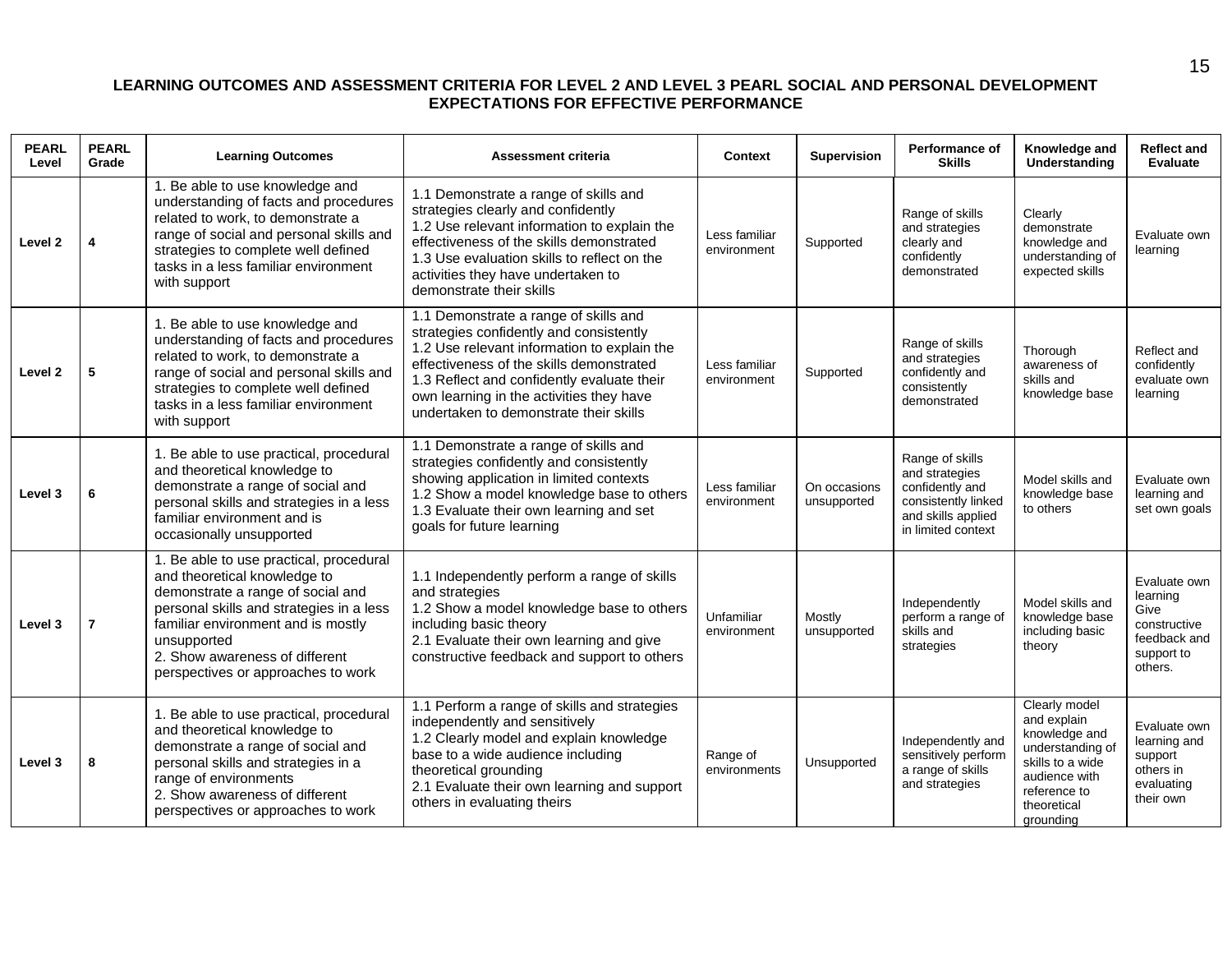**LEARNING OUTCOMES AND ASSESSMENT CRITERIA FOR LEVEL 2 AND LEVEL 3 PEARL SOCIAL AND PERSONAL DEVELOPMENT EXPECTATIONS FOR EFFECTIVE PERFORMANCE**

| PEARL Level | PEARL Grade | Learning Outcomes | Assessment criteria | Context | Supervision | Performance of Skills | Knowledge and Understanding | Reflect and Evaluate |
|---|---|---|---|---|---|---|---|---|
| **Level 2** | **4** | 1. Be able to use knowledge and understanding of facts and procedures related to work, to demonstrate a range of social and personal skills and strategies to complete well defined tasks in a less familiar environment with support | 1.1 Demonstrate a range of skills and strategies clearly and confidently<br>1.2 Use relevant information to explain the effectiveness of the skills demonstrated<br>1.3 Use evaluation skills to reflect on the activities they have undertaken to demonstrate their skills | Less familiar environment | Supported | Range of skills and strategies clearly and confidently demonstrated | Clearly demonstrate knowledge and understanding of expected skills | Evaluate own learning |
| **Level 2** | **5** | 1. Be able to use knowledge and understanding of facts and procedures related to work, to demonstrate a range of social and personal skills and strategies to complete well defined tasks in a less familiar environment with support | 1.1 Demonstrate a range of skills and strategies confidently and consistently<br>1.2 Use relevant information to explain the effectiveness of the skills demonstrated<br>1.3 Reflect and confidently evaluate their own learning in the activities they have undertaken to demonstrate their skills | Less familiar environment | Supported | Range of skills and strategies confidently and consistently demonstrated | Thorough awareness of skills and knowledge base | Reflect and confidently evaluate own learning |
| **Level 3** | **6** | 1. Be able to use practical, procedural and theoretical knowledge to demonstrate a range of social and personal skills and strategies in a less familiar environment and is occasionally unsupported | 1.1 Demonstrate a range of skills and strategies confidently and consistently showing application in limited contexts<br>1.2 Show a model knowledge base to others<br>1.3 Evaluate their own learning and set goals for future learning | Less familiar environment | On occasions unsupported | Range of skills and strategies confidently and consistently linked and skills applied in limited context | Model skills and knowledge base to others | Evaluate own learning and set own goals |
| **Level 3** | **7** | 1. Be able to use practical, procedural and theoretical knowledge to demonstrate a range of social and personal skills and strategies in a less familiar environment and is mostly unsupported<br>2. Show awareness of different perspectives or approaches to work | 1.1 Independently perform a range of skills and strategies<br>1.2 Show a model knowledge base to others including basic theory<br>2.1 Evaluate their own learning and give constructive feedback and support to others | Unfamiliar environment | Mostly unsupported | Independently perform a range of skills and strategies | Model skills and knowledge base including basic theory | Evaluate own learning<br>Give constructive feedback and support to others. |
| **Level 3** | **8** | 1. Be able to use practical, procedural and theoretical knowledge to demonstrate a range of social and personal skills and strategies in a range of environments<br>2. Show awareness of different perspectives or approaches to work | 1.1 Perform a range of skills and strategies independently and sensitively<br>1.2 Clearly model and explain knowledge base to a wide audience including theoretical grounding<br>2.1 Evaluate their own learning and support others in evaluating theirs | Range of environments | Unsupported | Independently and sensitively perform a range of skills and strategies | Clearly model and explain knowledge and understanding of skills to a wide audience with reference to theoretical grounding | Evaluate own learning and support others in evaluating their own |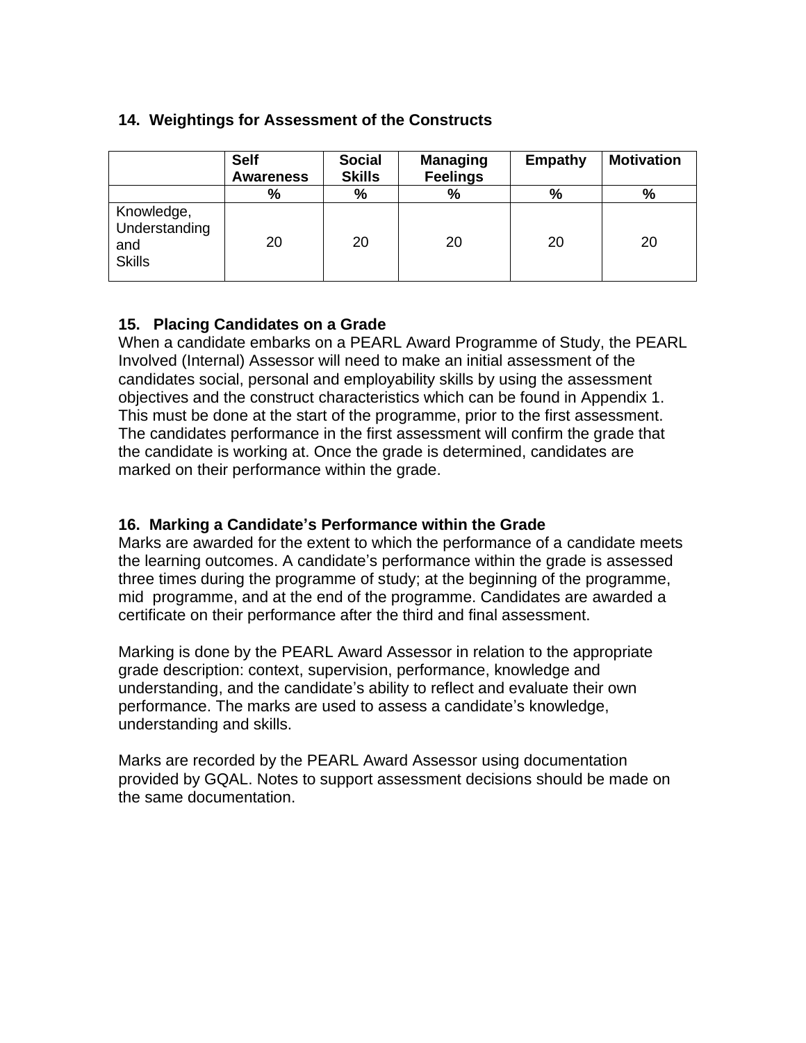## 14. Weightings for Assessment of the Constructs

| | Self Awareness | Social Skills | Managing Feelings | Empathy | Motivation |
|---|---|---|---|---|---|
| | % | % | % | % | % |
| Knowledge, Understanding and Skills | 20 | 20 | 20 | 20 | 20 |

## 15. Placing Candidates on a Grade

When a candidate embarks on a PEARL Award Programme of Study, the PEARL Involved (Internal) Assessor will need to make an initial assessment of the candidates social, personal and employability skills by using the assessment objectives and the construct characteristics which can be found in Appendix 1. This must be done at the start of the programme, prior to the first assessment. The candidates performance in the first assessment will confirm the grade that the candidate is working at. Once the grade is determined, candidates are marked on their performance within the grade.

## 16. Marking a Candidate's Performance within the Grade

Marks are awarded for the extent to which the performance of a candidate meets the learning outcomes. A candidate's performance within the grade is assessed three times during the programme of study; at the beginning of the programme, mid programme, and at the end of the programme. Candidates are awarded a certificate on their performance after the third and final assessment.

Marking is done by the PEARL Award Assessor in relation to the appropriate grade description: context, supervision, performance, knowledge and understanding, and the candidate's ability to reflect and evaluate their own performance. The marks are used to assess a candidate's knowledge, understanding and skills.

Marks are recorded by the PEARL Award Assessor using documentation provided by GQAL. Notes to support assessment decisions should be made on the same documentation.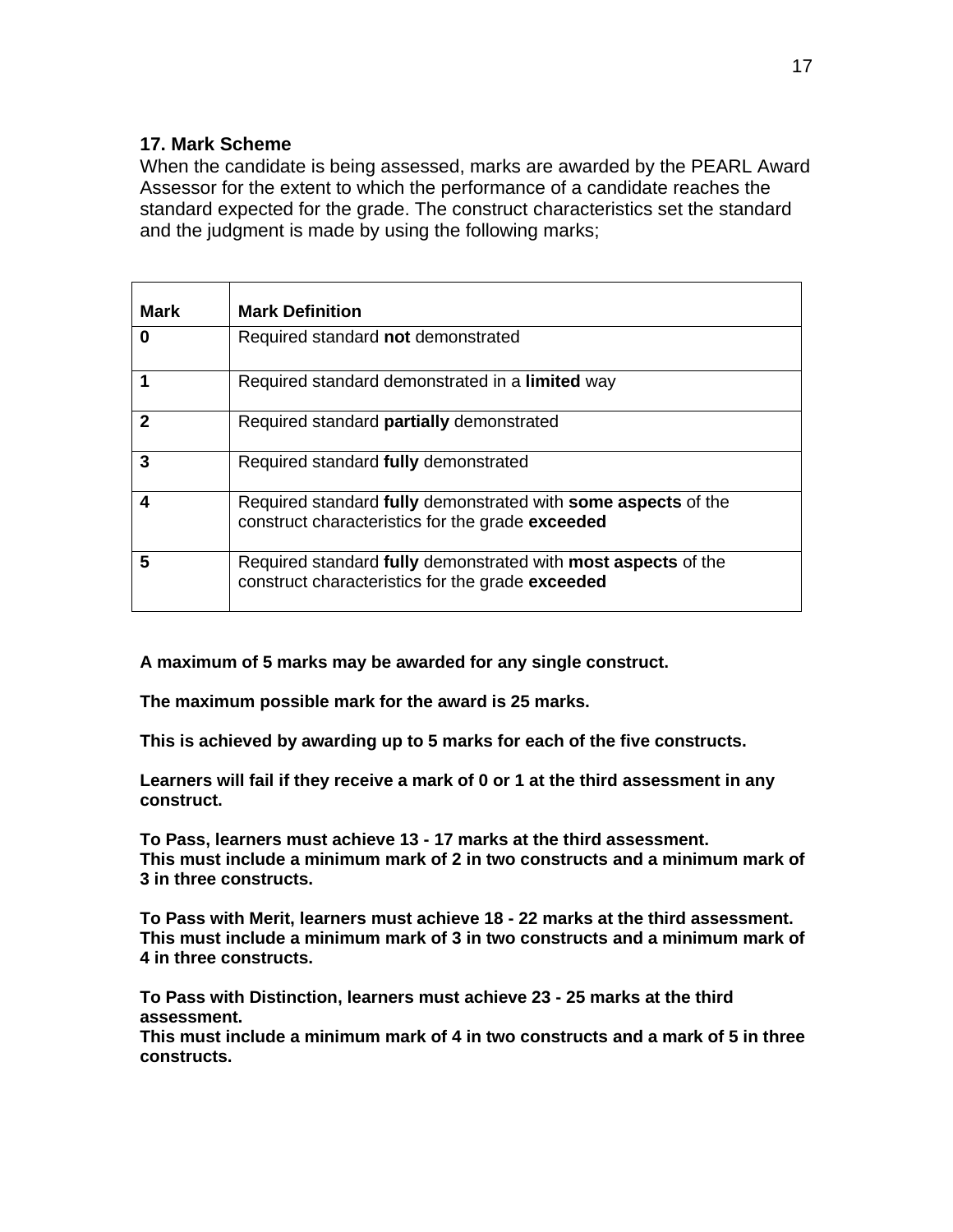## 17. Mark Scheme

When the candidate is being assessed, marks are awarded by the PEARL Award Assessor for the extent to which the performance of a candidate reaches the standard expected for the grade. The construct characteristics set the standard and the judgment is made by using the following marks;

| Mark | Mark Definition |
|---|---|
| **0** | Required standard **not** demonstrated |
| **1** | Required standard demonstrated in a **limited** way |
| **2** | Required standard **partially** demonstrated |
| **3** | Required standard **fully** demonstrated |
| **4** | Required standard **fully** demonstrated with **some aspects** of the construct characteristics for the grade **exceeded** |
| **5** | Required standard **fully** demonstrated with **most aspects** of the construct characteristics for the grade **exceeded** |

**A maximum of 5 marks may be awarded for any single construct.**

**The maximum possible mark for the award is 25 marks.**

**This is achieved by awarding up to 5 marks for each of the five constructs.**

**Learners will fail if they receive a mark of 0 or 1 at the third assessment in any construct.**

**To Pass, learners must achieve 13 - 17 marks at the third assessment.**
**This must include a minimum mark of 2 in two constructs and a minimum mark of 3 in three constructs.**

**To Pass with Merit, learners must achieve 18 - 22 marks at the third assessment.**
**This must include a minimum mark of 3 in two constructs and a minimum mark of 4 in three constructs.**

**To Pass with Distinction, learners must achieve 23 - 25 marks at the third assessment.**
**This must include a minimum mark of 4 in two constructs and a mark of 5 in three constructs.**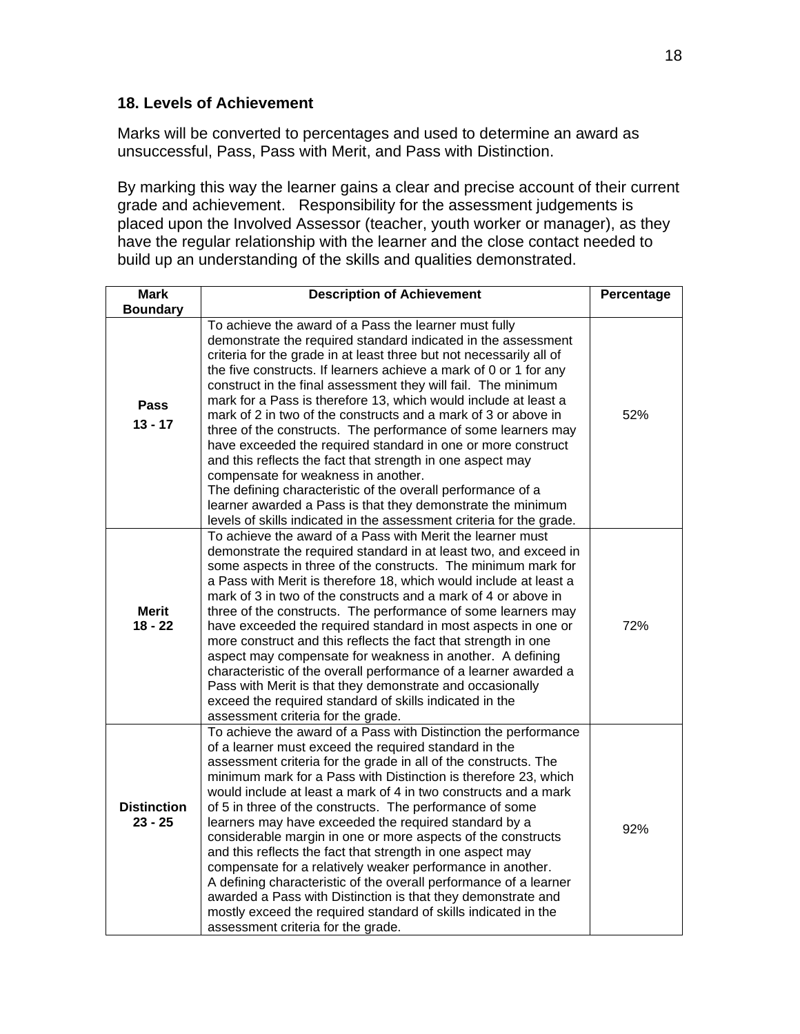## 18. Levels of Achievement

Marks will be converted to percentages and used to determine an award as unsuccessful, Pass, Pass with Merit, and Pass with Distinction.

By marking this way the learner gains a clear and precise account of their current grade and achievement. Responsibility for the assessment judgements is placed upon the Involved Assessor (teacher, youth worker or manager), as they have the regular relationship with the learner and the close contact needed to build up an understanding of the skills and qualities demonstrated.

| Mark Boundary | Description of Achievement | Percentage |
|---|---|---|
| **Pass** **13 - 17** | To achieve the award of a Pass the learner must fully demonstrate the required standard indicated in the assessment criteria for the grade in at least three but not necessarily all of the five constructs. If learners achieve a mark of 0 or 1 for any construct in the final assessment they will fail. The minimum mark for a Pass is therefore 13, which would include at least a mark of 2 in two of the constructs and a mark of 3 or above in three of the constructs. The performance of some learners may have exceeded the required standard in one or more construct and this reflects the fact that strength in one aspect may compensate for weakness in another. The defining characteristic of the overall performance of a learner awarded a Pass is that they demonstrate the minimum levels of skills indicated in the assessment criteria for the grade. | 52% |
| **Merit** **18 - 22** | To achieve the award of a Pass with Merit the learner must demonstrate the required standard in at least two, and exceed in some aspects in three of the constructs. The minimum mark for a Pass with Merit is therefore 18, which would include at least a mark of 3 in two of the constructs and a mark of 4 or above in three of the constructs. The performance of some learners may have exceeded the required standard in most aspects in one or more construct and this reflects the fact that strength in one aspect may compensate for weakness in another. A defining characteristic of the overall performance of a learner awarded a Pass with Merit is that they demonstrate and occasionally exceed the required standard of skills indicated in the assessment criteria for the grade. | 72% |
| **Distinction** **23 - 25** | To achieve the award of a Pass with Distinction the performance of a learner must exceed the required standard in the assessment criteria for the grade in all of the constructs. The minimum mark for a Pass with Distinction is therefore 23, which would include at least a mark of 4 in two constructs and a mark of 5 in three of the constructs. The performance of some learners may have exceeded the required standard by a considerable margin in one or more aspects of the constructs and this reflects the fact that strength in one aspect may compensate for a relatively weaker performance in another. A defining characteristic of the overall performance of a learner awarded a Pass with Distinction is that they demonstrate and mostly exceed the required standard of skills indicated in the assessment criteria for the grade. | 92% |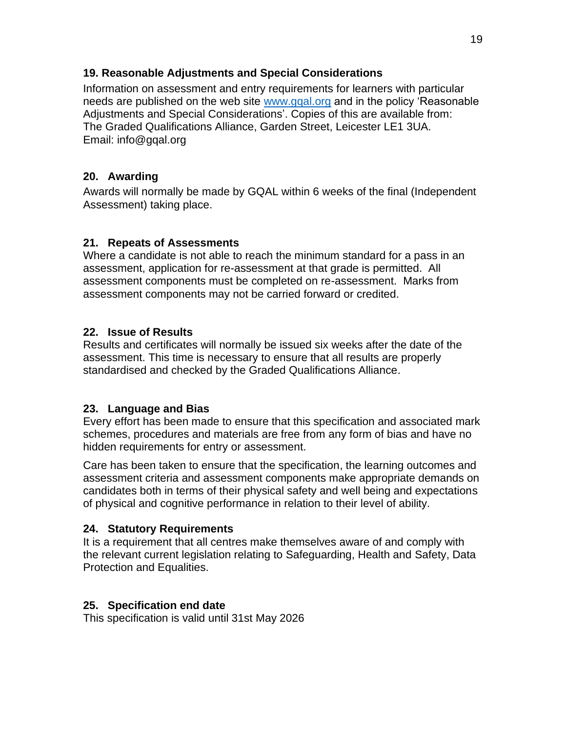## 19. Reasonable Adjustments and Special Considerations

Information on assessment and entry requirements for learners with particular needs are published on the web site [www.gqal.org](http://www.gqal.org) and in the policy 'Reasonable Adjustments and Special Considerations'. Copies of this are available from: The Graded Qualifications Alliance, Garden Street, Leicester LE1 3UA. Email: info@gqal.org

## 20. Awarding

Awards will normally be made by GQAL within 6 weeks of the final (Independent Assessment) taking place.

## 21. Repeats of Assessments

Where a candidate is not able to reach the minimum standard for a pass in an assessment, application for re-assessment at that grade is permitted. All assessment components must be completed on re-assessment. Marks from assessment components may not be carried forward or credited.

## 22. Issue of Results

Results and certificates will normally be issued six weeks after the date of the assessment. This time is necessary to ensure that all results are properly standardised and checked by the Graded Qualifications Alliance.

## 23. Language and Bias

Every effort has been made to ensure that this specification and associated mark schemes, procedures and materials are free from any form of bias and have no hidden requirements for entry or assessment.

Care has been taken to ensure that the specification, the learning outcomes and assessment criteria and assessment components make appropriate demands on candidates both in terms of their physical safety and well being and expectations of physical and cognitive performance in relation to their level of ability.

## 24. Statutory Requirements

It is a requirement that all centres make themselves aware of and comply with the relevant current legislation relating to Safeguarding, Health and Safety, Data Protection and Equalities.

## 25. Specification end date

This specification is valid until 31st May 2026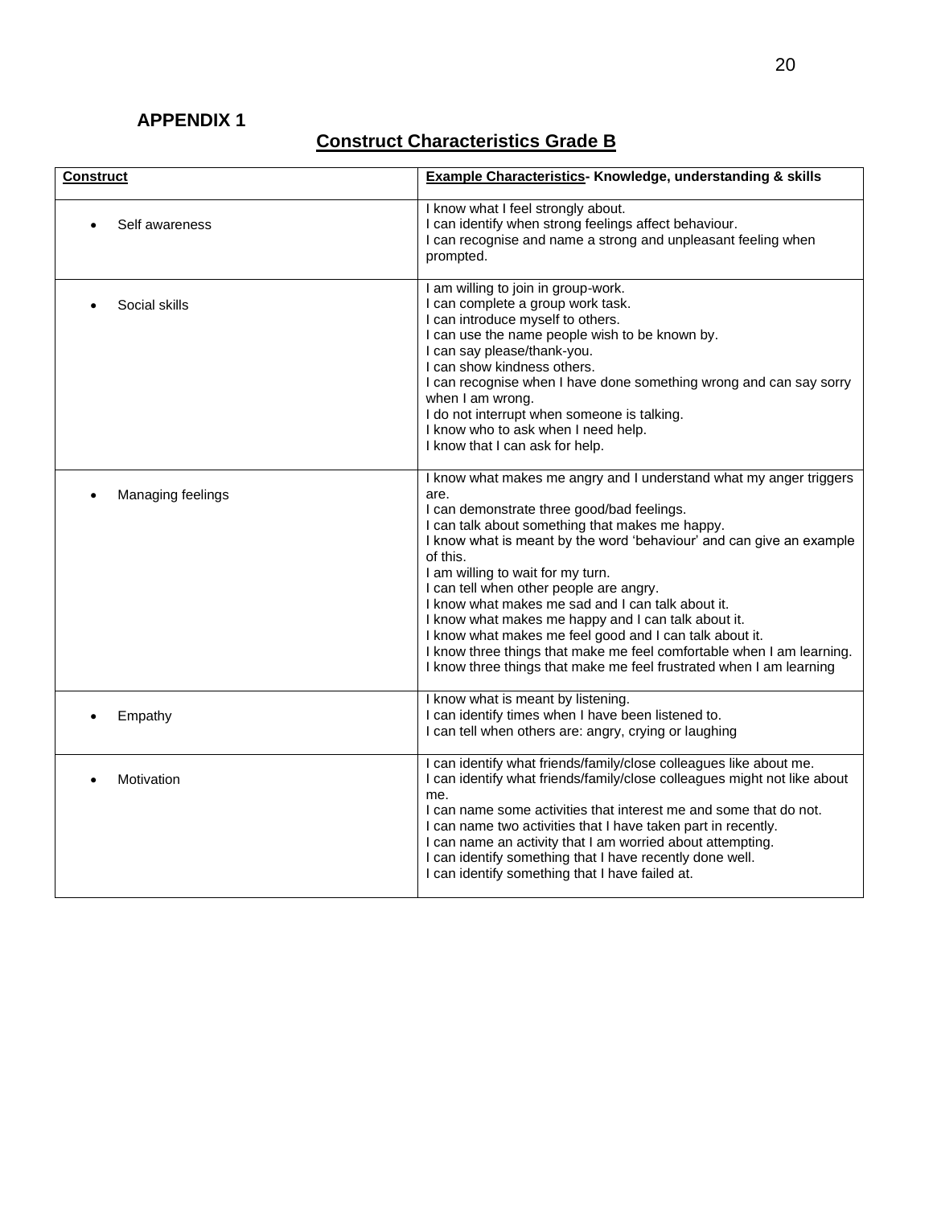## APPENDIX 1

## Construct Characteristics Grade B

| Construct | Example Characteristics- Knowledge, understanding & skills |
|---|---|
| • Self awareness | I know what I feel strongly about.<br>I can identify when strong feelings affect behaviour.<br>I can recognise and name a strong and unpleasant feeling when prompted. |
| • Social skills | I am willing to join in group-work.<br>I can complete a group work task.<br>I can introduce myself to others.<br>I can use the name people wish to be known by.<br>I can say please/thank-you.<br>I can show kindness others.<br>I can recognise when I have done something wrong and can say sorry when I am wrong.<br>I do not interrupt when someone is talking.<br>I know who to ask when I need help.<br>I know that I can ask for help. |
| • Managing feelings | I know what makes me angry and I understand what my anger triggers are.<br>I can demonstrate three good/bad feelings.<br>I can talk about something that makes me happy.<br>I know what is meant by the word 'behaviour' and can give an example of this.<br>I am willing to wait for my turn.<br>I can tell when other people are angry.<br>I know what makes me sad and I can talk about it.<br>I know what makes me happy and I can talk about it.<br>I know what makes me feel good and I can talk about it.<br>I know three things that make me feel comfortable when I am learning.<br>I know three things that make me feel frustrated when I am learning |
| • Empathy | I know what is meant by listening.<br>I can identify times when I have been listened to.<br>I can tell when others are: angry, crying or laughing |
| • Motivation | I can identify what friends/family/close colleagues like about me.<br>I can identify what friends/family/close colleagues might not like about me.<br>I can name some activities that interest me and some that do not.<br>I can name two activities that I have taken part in recently.<br>I can name an activity that I am worried about attempting.<br>I can identify something that I have recently done well.<br>I can identify something that I have failed at. |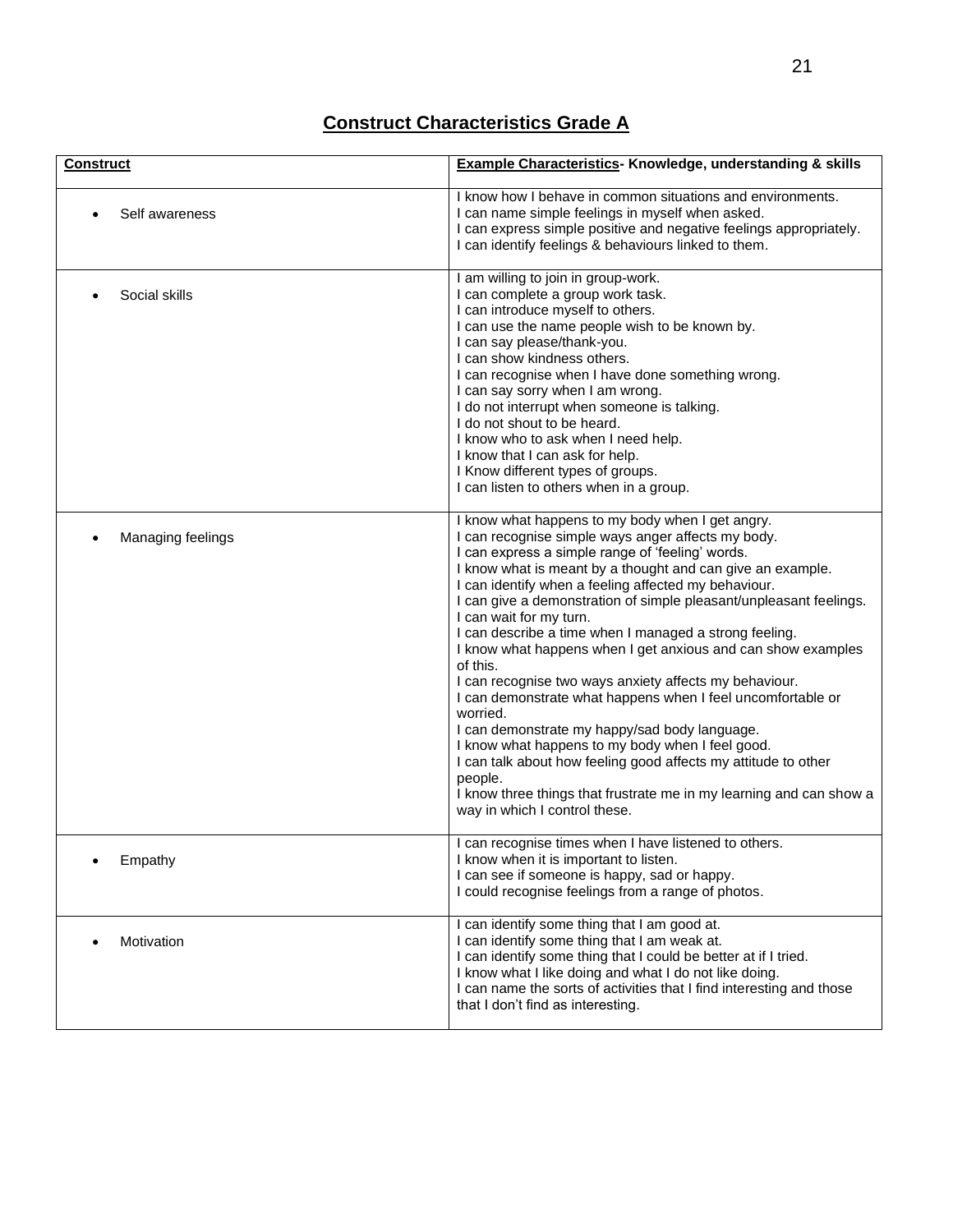# Construct Characteristics Grade A

| Construct | Example Characteristics- Knowledge, understanding & skills |
|---|---|
| • Self awareness | I know how I behave in common situations and environments.<br>I can name simple feelings in myself when asked.<br>I can express simple positive and negative feelings appropriately.<br>I can identify feelings & behaviours linked to them. |
| • Social skills | I am willing to join in group-work.<br>I can complete a group work task.<br>I can introduce myself to others.<br>I can use the name people wish to be known by.<br>I can say please/thank-you.<br>I can show kindness others.<br>I can recognise when I have done something wrong.<br>I can say sorry when I am wrong.<br>I do not interrupt when someone is talking.<br>I do not shout to be heard.<br>I know who to ask when I need help.<br>I know that I can ask for help.<br>I Know different types of groups.<br>I can listen to others when in a group. |
| • Managing feelings | I know what happens to my body when I get angry.<br>I can recognise simple ways anger affects my body.<br>I can express a simple range of 'feeling' words.<br>I know what is meant by a thought and can give an example.<br>I can identify when a feeling affected my behaviour.<br>I can give a demonstration of simple pleasant/unpleasant feelings.<br>I can wait for my turn.<br>I can describe a time when I managed a strong feeling.<br>I know what happens when I get anxious and can show examples of this.<br>I can recognise two ways anxiety affects my behaviour.<br>I can demonstrate what happens when I feel uncomfortable or worried.<br>I can demonstrate my happy/sad body language.<br>I know what happens to my body when I feel good.<br>I can talk about how feeling good affects my attitude to other people.<br>I know three things that frustrate me in my learning and can show a way in which I control these. |
| • Empathy | I can recognise times when I have listened to others.<br>I know when it is important to listen.<br>I can see if someone is happy, sad or happy.<br>I could recognise feelings from a range of photos. |
| • Motivation | I can identify some thing that I am good at.<br>I can identify some thing that I am weak at.<br>I can identify some thing that I could be better at if I tried.<br>I know what I like doing and what I do not like doing.<br>I can name the sorts of activities that I find interesting and those that I don't find as interesting. |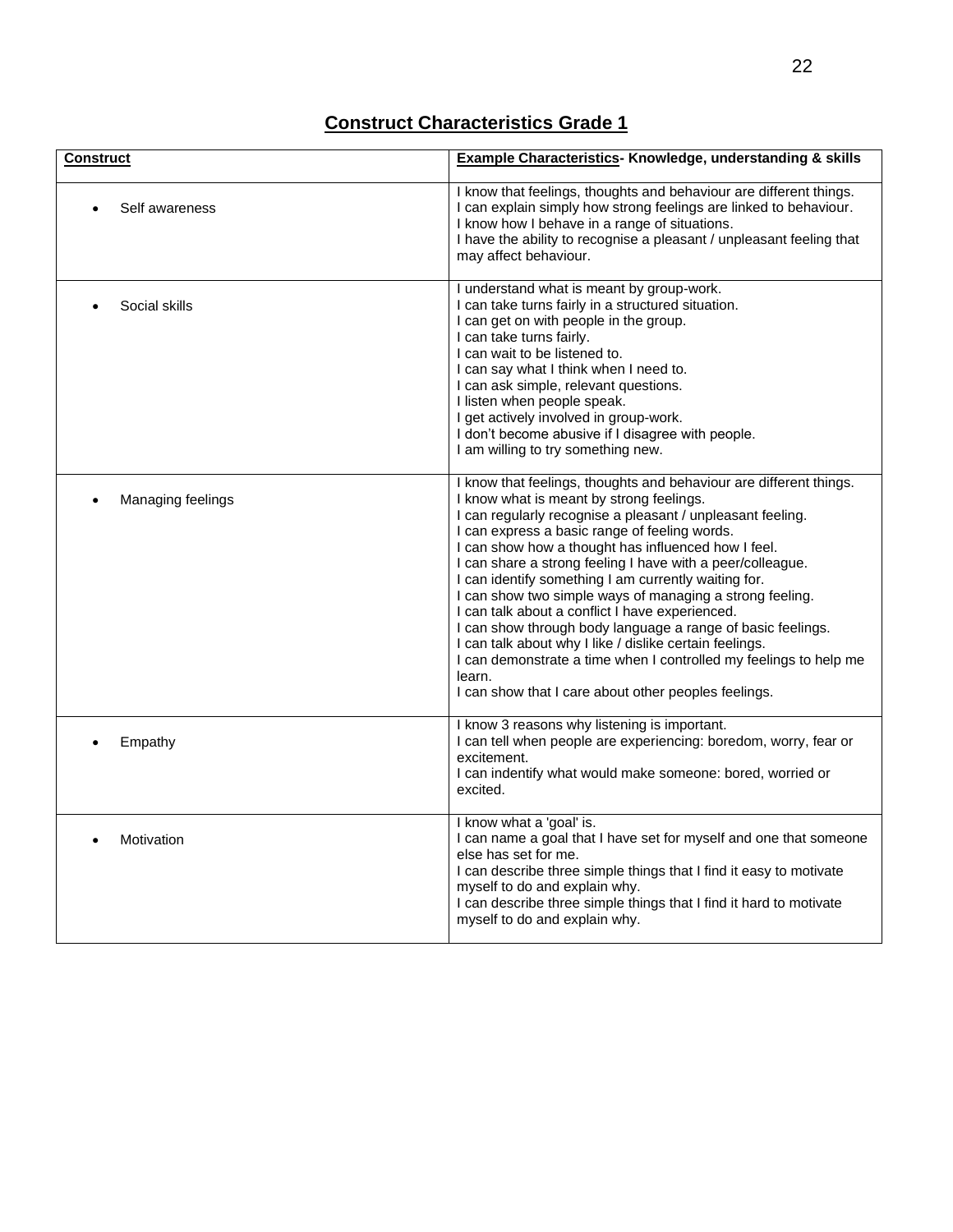## Construct Characteristics Grade 1

| Construct | Example Characteristics- Knowledge, understanding & skills |
|---|---|
| • Self awareness | I know that feelings, thoughts and behaviour are different things.<br>I can explain simply how strong feelings are linked to behaviour.<br>I know how I behave in a range of situations.<br>I have the ability to recognise a pleasant / unpleasant feeling that may affect behaviour. |
| • Social skills | I understand what is meant by group-work.<br>I can take turns fairly in a structured situation.<br>I can get on with people in the group.<br>I can take turns fairly.<br>I can wait to be listened to.<br>I can say what I think when I need to.<br>I can ask simple, relevant questions.<br>I listen when people speak.<br>I get actively involved in group-work.<br>I don't become abusive if I disagree with people.<br>I am willing to try something new. |
| • Managing feelings | I know that feelings, thoughts and behaviour are different things.<br>I know what is meant by strong feelings.<br>I can regularly recognise a pleasant / unpleasant feeling.<br>I can express a basic range of feeling words.<br>I can show how a thought has influenced how I feel.<br>I can share a strong feeling I have with a peer/colleague.<br>I can identify something I am currently waiting for.<br>I can show two simple ways of managing a strong feeling.<br>I can talk about a conflict I have experienced.<br>I can show through body language a range of basic feelings.<br>I can talk about why I like / dislike certain feelings.<br>I can demonstrate a time when I controlled my feelings to help me learn.<br>I can show that I care about other peoples feelings. |
| • Empathy | I know 3 reasons why listening is important.<br>I can tell when people are experiencing: boredom, worry, fear or excitement.<br>I can indentify what would make someone: bored, worried or excited. |
| • Motivation | I know what a 'goal' is.<br>I can name a goal that I have set for myself and one that someone else has set for me.<br>I can describe three simple things that I find it easy to motivate myself to do and explain why.<br>I can describe three simple things that I find it hard to motivate myself to do and explain why. |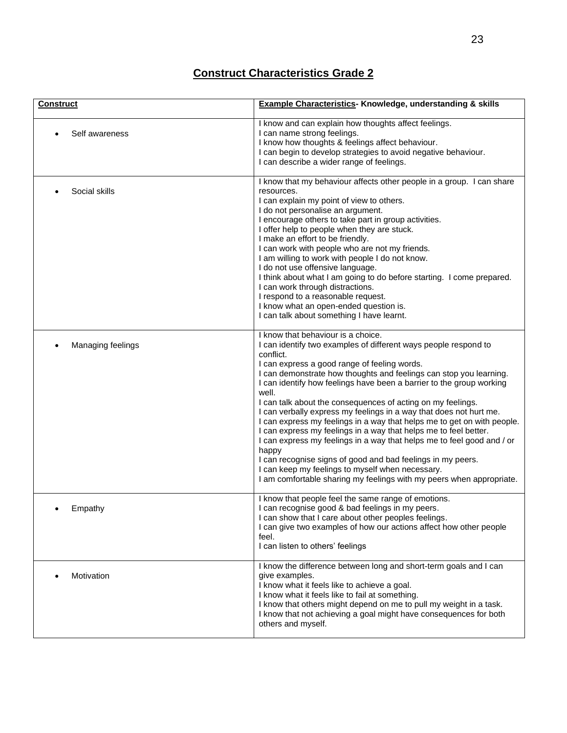# Construct Characteristics Grade 2

| Construct | Example Characteristics- Knowledge, understanding & skills |
|---|---|
| • Self awareness | I know and can explain how thoughts affect feelings.<br>I can name strong feelings.<br>I know how thoughts & feelings affect behaviour.<br>I can begin to develop strategies to avoid negative behaviour.<br>I can describe a wider range of feelings. |
| • Social skills | I know that my behaviour affects other people in a group. I can share resources.<br>I can explain my point of view to others.<br>I do not personalise an argument.<br>I encourage others to take part in group activities.<br>I offer help to people when they are stuck.<br>I make an effort to be friendly.<br>I can work with people who are not my friends.<br>I am willing to work with people I do not know.<br>I do not use offensive language.<br>I think about what I am going to do before starting. I come prepared.<br>I can work through distractions.<br>I respond to a reasonable request.<br>I know what an open-ended question is.<br>I can talk about something I have learnt. |
| • Managing feelings | I know that behaviour is a choice.<br>I can identify two examples of different ways people respond to conflict.<br>I can express a good range of feeling words.<br>I can demonstrate how thoughts and feelings can stop you learning.<br>I can identify how feelings have been a barrier to the group working well.<br>I can talk about the consequences of acting on my feelings.<br>I can verbally express my feelings in a way that does not hurt me.<br>I can express my feelings in a way that helps me to get on with people.<br>I can express my feelings in a way that helps me to feel better.<br>I can express my feelings in a way that helps me to feel good and / or happy<br>I can recognise signs of good and bad feelings in my peers.<br>I can keep my feelings to myself when necessary.<br>I am comfortable sharing my feelings with my peers when appropriate. |
| • Empathy | I know that people feel the same range of emotions.<br>I can recognise good & bad feelings in my peers.<br>I can show that I care about other peoples feelings.<br>I can give two examples of how our actions affect how other people feel.<br>I can listen to others' feelings |
| • Motivation | I know the difference between long and short-term goals and I can give examples.<br>I know what it feels like to achieve a goal.<br>I know what it feels like to fail at something.<br>I know that others might depend on me to pull my weight in a task.<br>I know that not achieving a goal might have consequences for both others and myself. |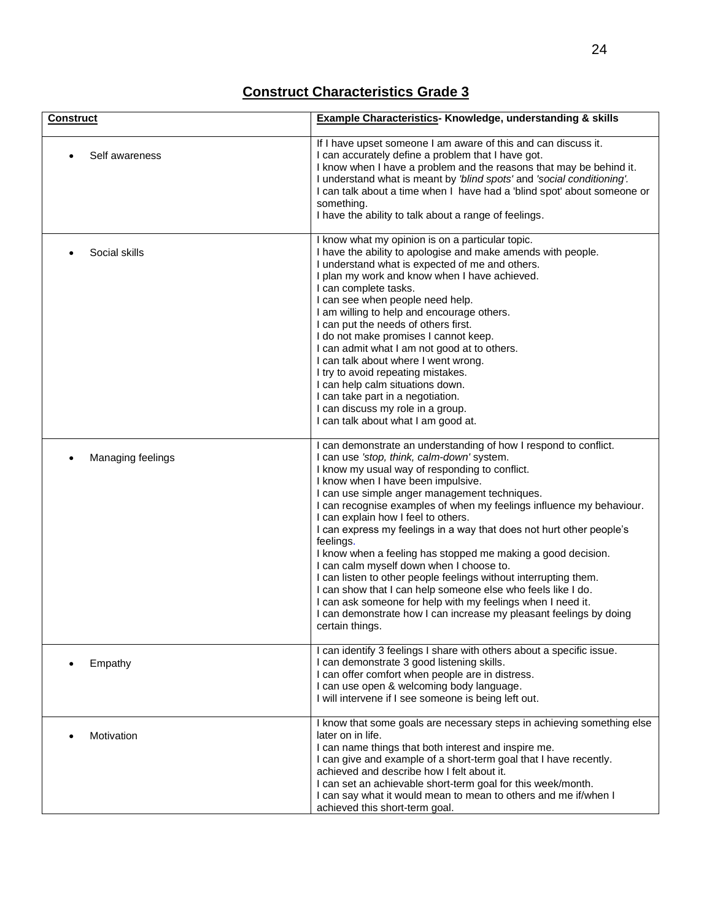# Construct Characteristics Grade 3

| Construct | Example Characteristics- Knowledge, understanding & skills |
|---|---|
| • Self awareness | If I have upset someone I am aware of this and can discuss it.<br>I can accurately define a problem that I have got.<br>I know when I have a problem and the reasons that may be behind it.<br>I understand what is meant by *'blind spots'* and *'social conditioning'.*<br>I can talk about a time when I have had a 'blind spot' about someone or something.<br>I have the ability to talk about a range of feelings. |
| • Social skills | I know what my opinion is on a particular topic.<br>I have the ability to apologise and make amends with people.<br>I understand what is expected of me and others.<br>I plan my work and know when I have achieved.<br>I can complete tasks.<br>I can see when people need help.<br>I am willing to help and encourage others.<br>I can put the needs of others first.<br>I do not make promises I cannot keep.<br>I can admit what I am not good at to others.<br>I can talk about where I went wrong.<br>I try to avoid repeating mistakes.<br>I can help calm situations down.<br>I can take part in a negotiation.<br>I can discuss my role in a group.<br>I can talk about what I am good at. |
| • Managing feelings | I can demonstrate an understanding of how I respond to conflict.<br>I can use *'stop, think, calm-down'* system.<br>I know my usual way of responding to conflict.<br>I know when I have been impulsive.<br>I can use simple anger management techniques.<br>I can recognise examples of when my feelings influence my behaviour.<br>I can explain how I feel to others.<br>I can express my feelings in a way that does not hurt other people's feelings.<br>I know when a feeling has stopped me making a good decision.<br>I can calm myself down when I choose to.<br>I can listen to other people feelings without interrupting them.<br>I can show that I can help someone else who feels like I do.<br>I can ask someone for help with my feelings when I need it.<br>I can demonstrate how I can increase my pleasant feelings by doing certain things. |
| • Empathy | I can identify 3 feelings I share with others about a specific issue.<br>I can demonstrate 3 good listening skills.<br>I can offer comfort when people are in distress.<br>I can use open & welcoming body language.<br>I will intervene if I see someone is being left out. |
| • Motivation | I know that some goals are necessary steps in achieving something else later on in life.<br>I can name things that both interest and inspire me.<br>I can give and example of a short-term goal that I have recently. achieved and describe how I felt about it.<br>I can set an achievable short-term goal for this week/month.<br>I can say what it would mean to mean to others and me if/when I achieved this short-term goal. |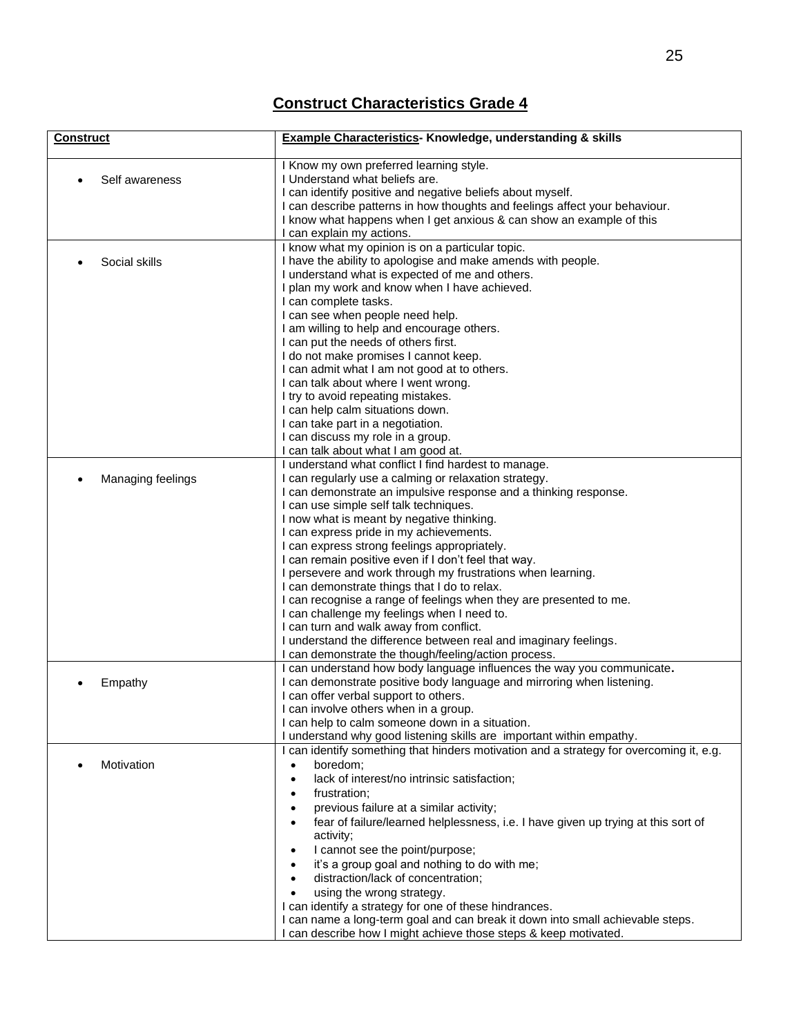# Construct Characteristics Grade 4

| Construct | Example Characteristics- Knowledge, understanding & skills |
|---|---|
| • Self awareness | I Know my own preferred learning style.<br>I Understand what beliefs are.<br>I can identify positive and negative beliefs about myself.<br>I can describe patterns in how thoughts and feelings affect your behaviour.<br>I know what happens when I get anxious & can show an example of this<br>I can explain my actions. |
| • Social skills | I know what my opinion is on a particular topic.<br>I have the ability to apologise and make amends with people.<br>I understand what is expected of me and others.<br>I plan my work and know when I have achieved.<br>I can complete tasks.<br>I can see when people need help.<br>I am willing to help and encourage others.<br>I can put the needs of others first.<br>I do not make promises I cannot keep.<br>I can admit what I am not good at to others.<br>I can talk about where I went wrong.<br>I try to avoid repeating mistakes.<br>I can help calm situations down.<br>I can take part in a negotiation.<br>I can discuss my role in a group.<br>I can talk about what I am good at. |
| • Managing feelings | I understand what conflict I find hardest to manage.<br>I can regularly use a calming or relaxation strategy.<br>I can demonstrate an impulsive response and a thinking response.<br>I can use simple self talk techniques.<br>I now what is meant by negative thinking.<br>I can express pride in my achievements.<br>I can express strong feelings appropriately.<br>I can remain positive even if I don't feel that way.<br>I persevere and work through my frustrations when learning.<br>I can demonstrate things that I do to relax.<br>I can recognise a range of feelings when they are presented to me.<br>I can challenge my feelings when I need to.<br>I can turn and walk away from conflict.<br>I understand the difference between real and imaginary feelings.<br>I can demonstrate the though/feeling/action process. |
| • Empathy | I can understand how body language influences the way you communicate.<br>I can demonstrate positive body language and mirroring when listening.<br>I can offer verbal support to others.<br>I can involve others when in a group.<br>I can help to calm someone down in a situation.<br>I understand why good listening skills are important within empathy. |
| • Motivation | I can identify something that hinders motivation and a strategy for overcoming it, e.g.<br>• boredom;<br>• lack of interest/no intrinsic satisfaction;<br>• frustration;<br>• previous failure at a similar activity;<br>• fear of failure/learned helplessness, i.e. I have given up trying at this sort of activity;<br>• I cannot see the point/purpose;<br>• it's a group goal and nothing to do with me;<br>• distraction/lack of concentration;<br>• using the wrong strategy.<br>I can identify a strategy for one of these hindrances.<br>I can name a long-term goal and can break it down into small achievable steps.<br>I can describe how I might achieve those steps & keep motivated. |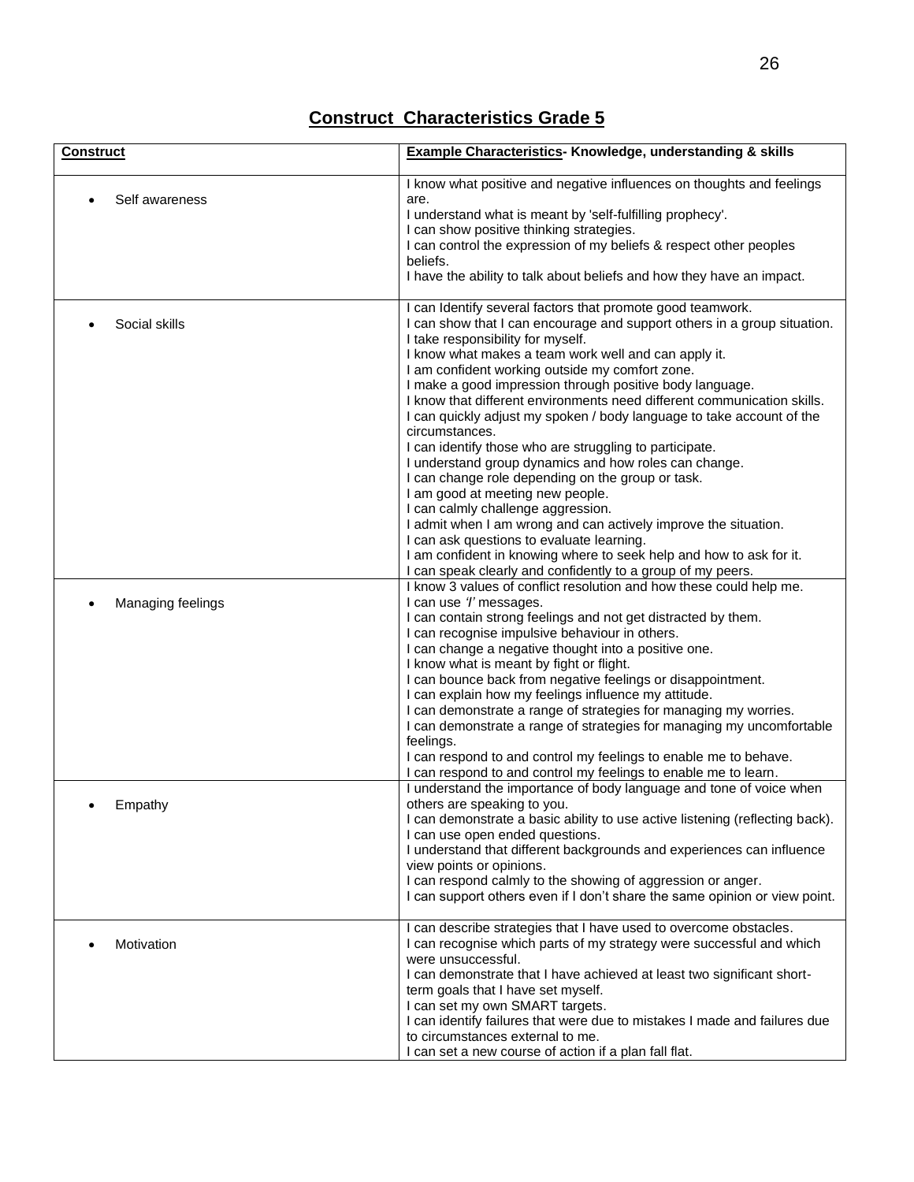## Construct Characteristics Grade 5

| Construct | Example Characteristics- Knowledge, understanding & skills |
|---|---|
| • Self awareness | I know what positive and negative influences on thoughts and feelings are.<br>I understand what is meant by 'self-fulfilling prophecy'.<br>I can show positive thinking strategies.<br>I can control the expression of my beliefs & respect other peoples beliefs.<br>I have the ability to talk about beliefs and how they have an impact. |
| • Social skills | I can Identify several factors that promote good teamwork.<br>I can show that I can encourage and support others in a group situation.<br>I take responsibility for myself.<br>I know what makes a team work well and can apply it.<br>I am confident working outside my comfort zone.<br>I make a good impression through positive body language.<br>I know that different environments need different communication skills.<br>I can quickly adjust my spoken / body language to take account of the circumstances.<br>I can identify those who are struggling to participate.<br>I understand group dynamics and how roles can change.<br>I can change role depending on the group or task.<br>I am good at meeting new people.<br>I can calmly challenge aggression.<br>I admit when I am wrong and can actively improve the situation.<br>I can ask questions to evaluate learning.<br>I am confident in knowing where to seek help and how to ask for it.<br>I can speak clearly and confidently to a group of my peers. |
| • Managing feelings | I know 3 values of conflict resolution and how these could help me.<br>I can use *'I'* messages.<br>I can contain strong feelings and not get distracted by them.<br>I can recognise impulsive behaviour in others.<br>I can change a negative thought into a positive one.<br>I know what is meant by fight or flight.<br>I can bounce back from negative feelings or disappointment.<br>I can explain how my feelings influence my attitude.<br>I can demonstrate a range of strategies for managing my worries.<br>I can demonstrate a range of strategies for managing my uncomfortable feelings.<br>I can respond to and control my feelings to enable me to behave.<br>I can respond to and control my feelings to enable me to learn. |
| • Empathy | I understand the importance of body language and tone of voice when others are speaking to you.<br>I can demonstrate a basic ability to use active listening (reflecting back).<br>I can use open ended questions.<br>I understand that different backgrounds and experiences can influence view points or opinions.<br>I can respond calmly to the showing of aggression or anger.<br>I can support others even if I don't share the same opinion or view point. |
| • Motivation | I can describe strategies that I have used to overcome obstacles.<br>I can recognise which parts of my strategy were successful and which were unsuccessful.<br>I can demonstrate that I have achieved at least two significant short-term goals that I have set myself.<br>I can set my own SMART targets.<br>I can identify failures that were due to mistakes I made and failures due to circumstances external to me.<br>I can set a new course of action if a plan fall flat. |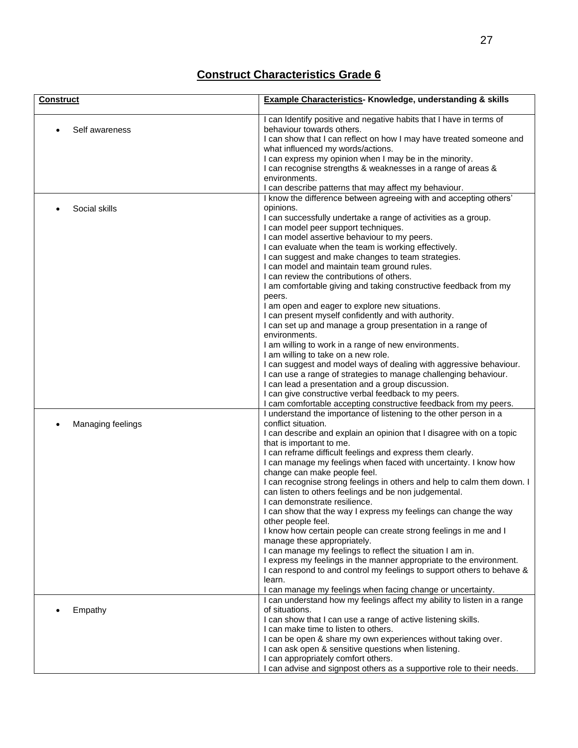# Construct Characteristics Grade 6

| Construct | Example Characteristics- Knowledge, understanding & skills |
|---|---|
| • Self awareness | I can Identify positive and negative habits that I have in terms of behaviour towards others.<br>I can show that I can reflect on how I may have treated someone and what influenced my words/actions.<br>I can express my opinion when I may be in the minority.<br>I can recognise strengths & weaknesses in a range of areas & environments.<br>I can describe patterns that may affect my behaviour. |
| • Social skills | I know the difference between agreeing with and accepting others' opinions.<br>I can successfully undertake a range of activities as a group.<br>I can model peer support techniques.<br>I can model assertive behaviour to my peers.<br>I can evaluate when the team is working effectively.<br>I can suggest and make changes to team strategies.<br>I can model and maintain team ground rules.<br>I can review the contributions of others.<br>I am comfortable giving and taking constructive feedback from my peers.<br>I am open and eager to explore new situations.<br>I can present myself confidently and with authority.<br>I can set up and manage a group presentation in a range of environments.<br>I am willing to work in a range of new environments.<br>I am willing to take on a new role.<br>I can suggest and model ways of dealing with aggressive behaviour.<br>I can use a range of strategies to manage challenging behaviour.<br>I can lead a presentation and a group discussion.<br>I can give constructive verbal feedback to my peers.<br>I cam comfortable accepting constructive feedback from my peers. |
| • Managing feelings | I understand the importance of listening to the other person in a conflict situation.<br>I can describe and explain an opinion that I disagree with on a topic that is important to me.<br>I can reframe difficult feelings and express them clearly.<br>I can manage my feelings when faced with uncertainty. I know how change can make people feel.<br>I can recognise strong feelings in others and help to calm them down. I can listen to others feelings and be non judgemental.<br>I can demonstrate resilience.<br>I can show that the way I express my feelings can change the way other people feel.<br>I know how certain people can create strong feelings in me and I manage these appropriately.<br>I can manage my feelings to reflect the situation I am in.<br>I express my feelings in the manner appropriate to the environment.<br>I can respond to and control my feelings to support others to behave & learn.<br>I can manage my feelings when facing change or uncertainty. |
| • Empathy | I can understand how my feelings affect my ability to listen in a range of situations.<br>I can show that I can use a range of active listening skills.<br>I can make time to listen to others.<br>I can be open & share my own experiences without taking over.<br>I can ask open & sensitive questions when listening.<br>I can appropriately comfort others.<br>I can advise and signpost others as a supportive role to their needs. |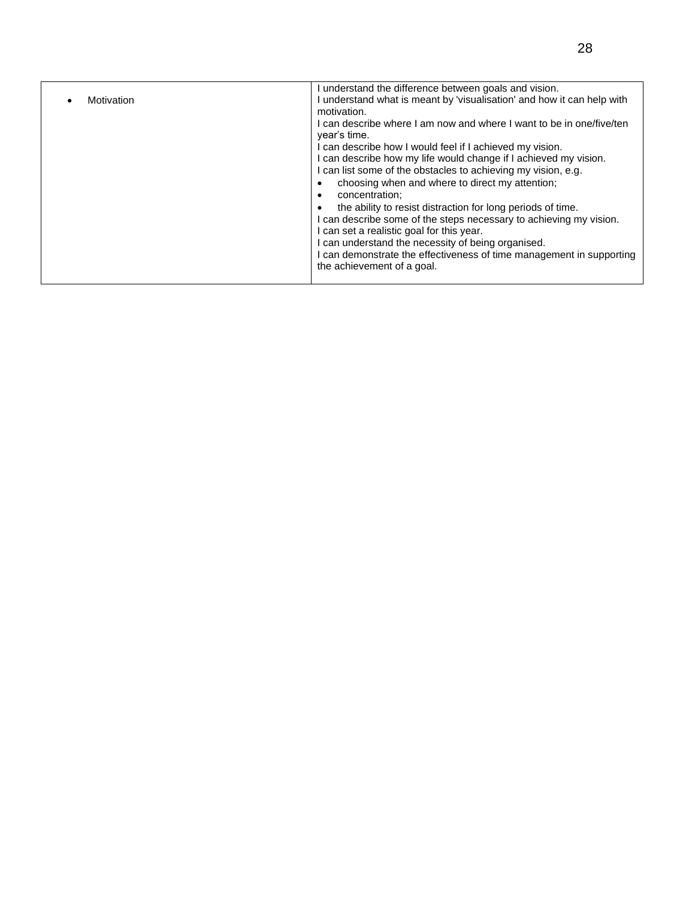| | |
|---|---|
| • Motivation | I understand the difference between goals and vision.<br>I understand what is meant by 'visualisation' and how it can help with motivation.<br>I can describe where I am now and where I want to be in one/five/ten year's time.<br>I can describe how I would feel if I achieved my vision.<br>I can describe how my life would change if I achieved my vision.<br>I can list some of the obstacles to achieving my vision, e.g.<br>• choosing when and where to direct my attention;<br>• concentration;<br>• the ability to resist distraction for long periods of time.<br>I can describe some of the steps necessary to achieving my vision.<br>I can set a realistic goal for this year.<br>I can understand the necessity of being organised.<br>I can demonstrate the effectiveness of time management in supporting the achievement of a goal. |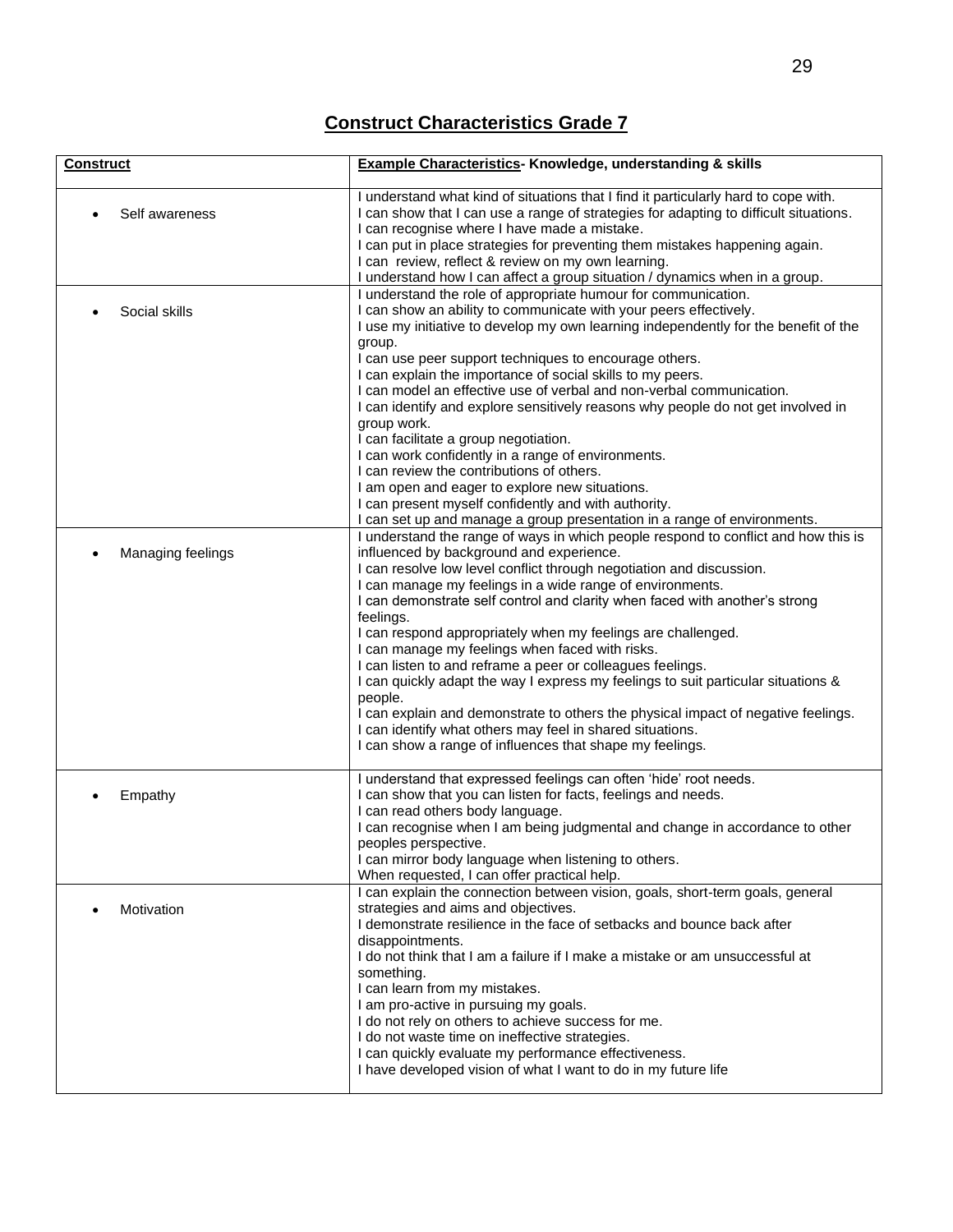## Construct Characteristics Grade 7

| Construct | Example Characteristics- Knowledge, understanding & skills |
|---|---|
| • Self awareness | I understand what kind of situations that I find it particularly hard to cope with.<br>I can show that I can use a range of strategies for adapting to difficult situations.<br>I can recognise where I have made a mistake.<br>I can put in place strategies for preventing them mistakes happening again.<br>I can review, reflect & review on my own learning.<br>I understand how I can affect a group situation / dynamics when in a group. |
| • Social skills | I understand the role of appropriate humour for communication.<br>I can show an ability to communicate with your peers effectively.<br>I use my initiative to develop my own learning independently for the benefit of the group.<br>I can use peer support techniques to encourage others.<br>I can explain the importance of social skills to my peers.<br>I can model an effective use of verbal and non-verbal communication.<br>I can identify and explore sensitively reasons why people do not get involved in group work.<br>I can facilitate a group negotiation.<br>I can work confidently in a range of environments.<br>I can review the contributions of others.<br>I am open and eager to explore new situations.<br>I can present myself confidently and with authority.<br>I can set up and manage a group presentation in a range of environments. |
| • Managing feelings | I understand the range of ways in which people respond to conflict and how this is influenced by background and experience.<br>I can resolve low level conflict through negotiation and discussion.<br>I can manage my feelings in a wide range of environments.<br>I can demonstrate self control and clarity when faced with another's strong feelings.<br>I can respond appropriately when my feelings are challenged.<br>I can manage my feelings when faced with risks.<br>I can listen to and reframe a peer or colleagues feelings.<br>I can quickly adapt the way I express my feelings to suit particular situations & people.<br>I can explain and demonstrate to others the physical impact of negative feelings.<br>I can identify what others may feel in shared situations.<br>I can show a range of influences that shape my feelings. |
| • Empathy | I understand that expressed feelings can often 'hide' root needs.<br>I can show that you can listen for facts, feelings and needs.<br>I can read others body language.<br>I can recognise when I am being judgmental and change in accordance to other peoples perspective.<br>I can mirror body language when listening to others.<br>When requested, I can offer practical help. |
| • Motivation | I can explain the connection between vision, goals, short-term goals, general strategies and aims and objectives.<br>I demonstrate resilience in the face of setbacks and bounce back after disappointments.<br>I do not think that I am a failure if I make a mistake or am unsuccessful at something.<br>I can learn from my mistakes.<br>I am pro-active in pursuing my goals.<br>I do not rely on others to achieve success for me.<br>I do not waste time on ineffective strategies.<br>I can quickly evaluate my performance effectiveness.<br>I have developed vision of what I want to do in my future life |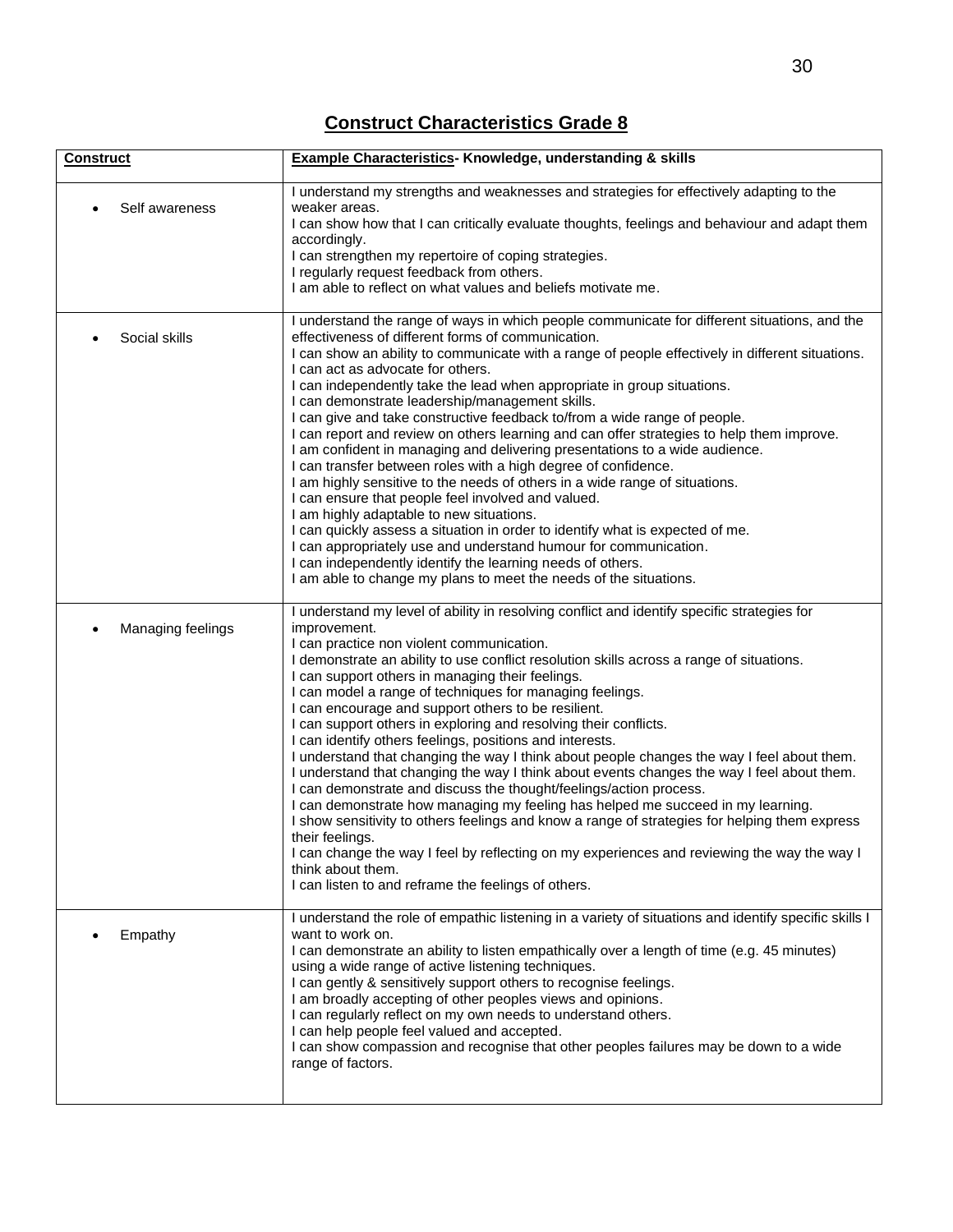# Construct Characteristics Grade 8

| Construct | Example Characteristics- Knowledge, understanding & skills |
|---|---|
| • Self awareness | I understand my strengths and weaknesses and strategies for effectively adapting to the weaker areas.<br>I can show how that I can critically evaluate thoughts, feelings and behaviour and adapt them accordingly.<br>I can strengthen my repertoire of coping strategies.<br>I regularly request feedback from others.<br>I am able to reflect on what values and beliefs motivate me. |
| • Social skills | I understand the range of ways in which people communicate for different situations, and the effectiveness of different forms of communication.<br>I can show an ability to communicate with a range of people effectively in different situations.<br>I can act as advocate for others.<br>I can independently take the lead when appropriate in group situations.<br>I can demonstrate leadership/management skills.<br>I can give and take constructive feedback to/from a wide range of people.<br>I can report and review on others learning and can offer strategies to help them improve.<br>I am confident in managing and delivering presentations to a wide audience.<br>I can transfer between roles with a high degree of confidence.<br>I am highly sensitive to the needs of others in a wide range of situations.<br>I can ensure that people feel involved and valued.<br>I am highly adaptable to new situations.<br>I can quickly assess a situation in order to identify what is expected of me.<br>I can appropriately use and understand humour for communication.<br>I can independently identify the learning needs of others.<br>I am able to change my plans to meet the needs of the situations. |
| • Managing feelings | I understand my level of ability in resolving conflict and identify specific strategies for improvement.<br>I can practice non violent communication.<br>I demonstrate an ability to use conflict resolution skills across a range of situations.<br>I can support others in managing their feelings.<br>I can model a range of techniques for managing feelings.<br>I can encourage and support others to be resilient.<br>I can support others in exploring and resolving their conflicts.<br>I can identify others feelings, positions and interests.<br>I understand that changing the way I think about people changes the way I feel about them.<br>I understand that changing the way I think about events changes the way I feel about them.<br>I can demonstrate and discuss the thought/feelings/action process.<br>I can demonstrate how managing my feeling has helped me succeed in my learning.<br>I show sensitivity to others feelings and know a range of strategies for helping them express their feelings.<br>I can change the way I feel by reflecting on my experiences and reviewing the way the way I think about them.<br>I can listen to and reframe the feelings of others. |
| • Empathy | I understand the role of empathic listening in a variety of situations and identify specific skills I want to work on.<br>I can demonstrate an ability to listen empathically over a length of time (e.g. 45 minutes) using a wide range of active listening techniques.<br>I can gently & sensitively support others to recognise feelings.<br>I am broadly accepting of other peoples views and opinions.<br>I can regularly reflect on my own needs to understand others.<br>I can help people feel valued and accepted.<br>I can show compassion and recognise that other peoples failures may be down to a wide range of factors. |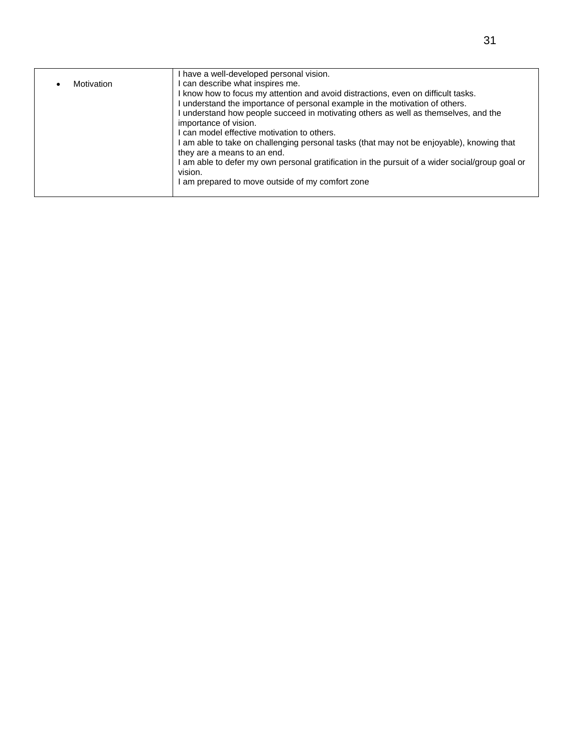| | |
|---|---|
| • Motivation | I have a well-developed personal vision.<br>I can describe what inspires me.<br>I know how to focus my attention and avoid distractions, even on difficult tasks.<br>I understand the importance of personal example in the motivation of others.<br>I understand how people succeed in motivating others as well as themselves, and the importance of vision.<br>I can model effective motivation to others.<br>I am able to take on challenging personal tasks (that may not be enjoyable), knowing that they are a means to an end.<br>I am able to defer my own personal gratification in the pursuit of a wider social/group goal or vision.<br>I am prepared to move outside of my comfort zone |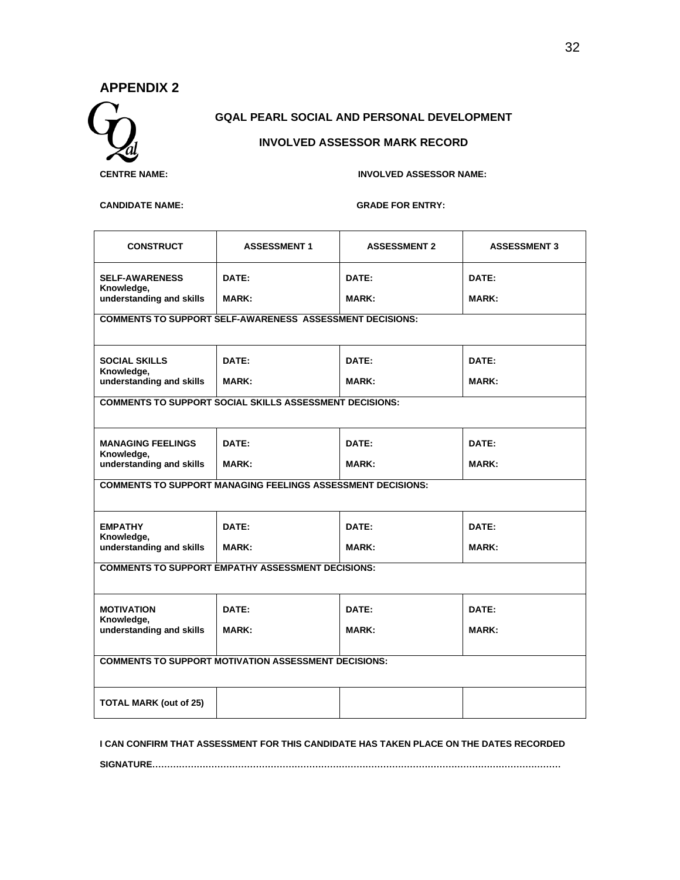## APPENDIX 2

GQal

**GQAL PEARL SOCIAL AND PERSONAL DEVELOPMENT**

**INVOLVED ASSESSOR MARK RECORD**

**CENTRE NAME:** **INVOLVED ASSESSOR NAME:**

**CANDIDATE NAME:** **GRADE FOR ENTRY:**

| CONSTRUCT | ASSESSMENT 1 | ASSESSMENT 2 | ASSESSMENT 3 |
|---|---|---|---|
| **SELF-AWARENESS** Knowledge, understanding and skills | DATE: MARK: | DATE: MARK: | DATE: MARK: |
| **COMMENTS TO SUPPORT SELF-AWARENESS ASSESSMENT DECISIONS:** | | | |
| **SOCIAL SKILLS** Knowledge, understanding and skills | DATE: MARK: | DATE: MARK: | DATE: MARK: |
| **COMMENTS TO SUPPORT SOCIAL SKILLS ASSESSMENT DECISIONS:** | | | |
| **MANAGING FEELINGS** Knowledge, understanding and skills | DATE: MARK: | DATE: MARK: | DATE: MARK: |
| **COMMENTS TO SUPPORT MANAGING FEELINGS ASSESSMENT DECISIONS:** | | | |
| **EMPATHY** Knowledge, understanding and skills | DATE: MARK: | DATE: MARK: | DATE: MARK: |
| **COMMENTS TO SUPPORT EMPATHY ASSESSMENT DECISIONS:** | | | |
| **MOTIVATION** Knowledge, understanding and skills | DATE: MARK: | DATE: MARK: | DATE: MARK: |
| **COMMENTS TO SUPPORT MOTIVATION ASSESSMENT DECISIONS:** | | | |
| **TOTAL MARK (out of 25)** | | | |

**I CAN CONFIRM THAT ASSESSMENT FOR THIS CANDIDATE HAS TAKEN PLACE ON THE DATES RECORDED**

**SIGNATURE……………………………………………………………………………………………………………………**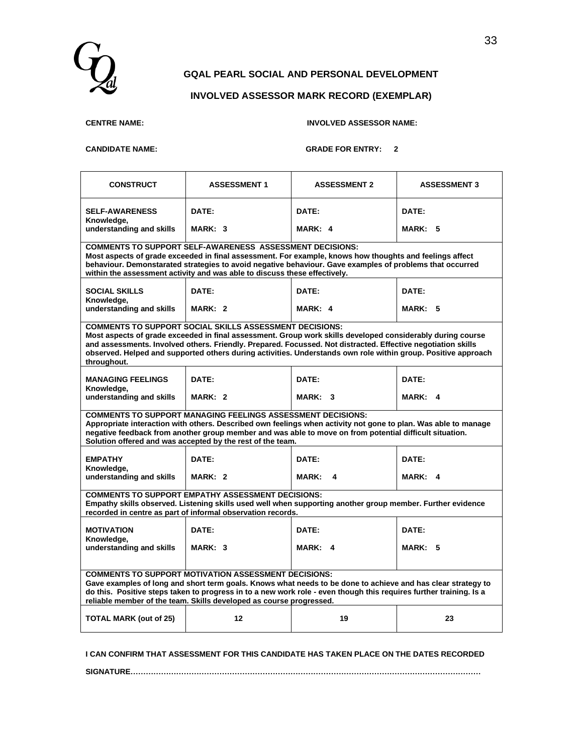## GQAL PEARL SOCIAL AND PERSONAL DEVELOPMENT

## INVOLVED ASSESSOR MARK RECORD (EXEMPLAR)

**CENTRE NAME:** **INVOLVED ASSESSOR NAME:**

**CANDIDATE NAME:** **GRADE FOR ENTRY: 2**

| CONSTRUCT | ASSESSMENT 1 | ASSESSMENT 2 | ASSESSMENT 3 |
|---|---|---|---|
| **SELF-AWARENESS** Knowledge, understanding and skills | DATE: MARK: 3 | DATE: MARK: 4 | DATE: MARK: 5 |
| **COMMENTS TO SUPPORT SELF-AWARENESS ASSESSMENT DECISIONS:** Most aspects of grade exceeded in final assessment. For example, knows how thoughts and feelings affect behaviour. Demonstarated strategies to avoid negative behaviour. Gave examples of problems that occurred within the assessment activity and was able to discuss these effectively. | | | |
| **SOCIAL SKILLS** Knowledge, understanding and skills | DATE: MARK: 2 | DATE: MARK: 4 | DATE: MARK: 5 |
| **COMMENTS TO SUPPORT SOCIAL SKILLS ASSESSMENT DECISIONS:** Most aspects of grade exceeded in final assessment. Group work skills developed considerably during course and assessments. Involved others. Friendly. Prepared. Focussed. Not distracted. Effective negotiation skills observed. Helped and supported others during activities. Understands own role within group. Positive approach throughout. | | | |
| **MANAGING FEELINGS** Knowledge, understanding and skills | DATE: MARK: 2 | DATE: MARK: 3 | DATE: MARK: 4 |
| **COMMENTS TO SUPPORT MANAGING FEELINGS ASSESSMENT DECISIONS:** Appropriate interaction with others. Described own feelings when activity not gone to plan. Was able to manage negative feedback from another group member and was able to move on from potential difficult situation. Solution offered and was accepted by the rest of the team. | | | |
| **EMPATHY** Knowledge, understanding and skills | DATE: MARK: 2 | DATE: MARK: 4 | DATE: MARK: 4 |
| **COMMENTS TO SUPPORT EMPATHY ASSESSMENT DECISIONS:** Empathy skills observed. Listening skills used well when supporting another group member. Further evidence recorded in centre as part of informal observation records. | | | |
| **MOTIVATION** Knowledge, understanding and skills | DATE: MARK: 3 | DATE: MARK: 4 | DATE: MARK: 5 |
| **COMMENTS TO SUPPORT MOTIVATION ASSESSMENT DECISIONS:** Gave examples of long and short term goals. Knows what needs to be done to achieve and has clear strategy to do this. Positive steps taken to progress in to a new work role - even though this requires further training. Is a reliable member of the team. Skills developed as course progressed. | | | |
| **TOTAL MARK (out of 25)** | 12 | 19 | 23 |

**I CAN CONFIRM THAT ASSESSMENT FOR THIS CANDIDATE HAS TAKEN PLACE ON THE DATES RECORDED**

**SIGNATURE……………………………………………………………………………………………………………………**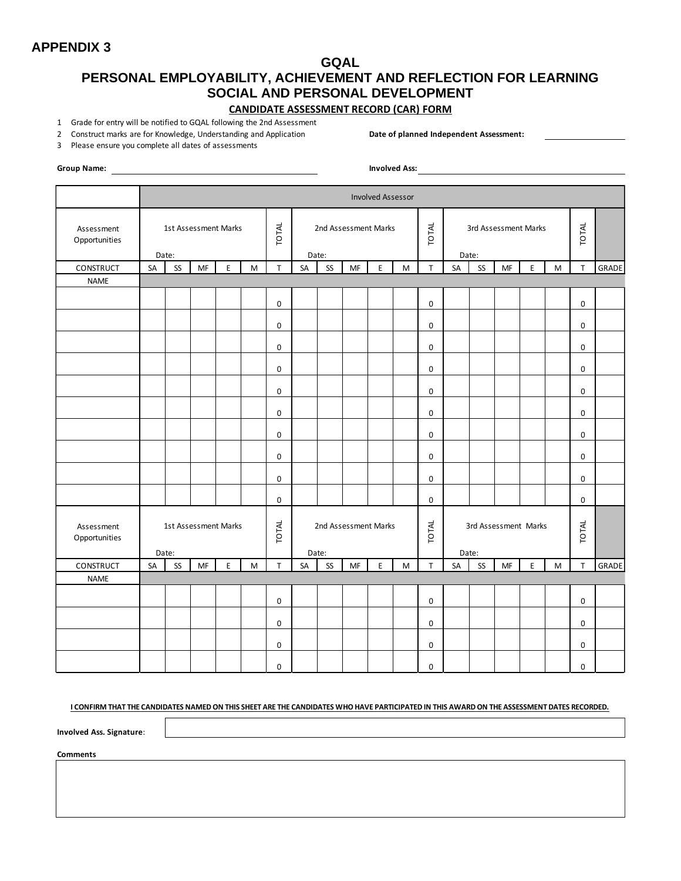# APPENDIX 3

## GQAL
## PERSONAL EMPLOYABILITY, ACHIEVEMENT AND REFLECTION FOR LEARNING
## SOCIAL AND PERSONAL DEVELOPMENT

**CANDIDATE ASSESSMENT RECORD (CAR) FORM**

1. Grade for entry will be notified to GQAL following the 2nd Assessment
2. Construct marks are for Knowledge, Understanding and Application
3. Please ensure you complete all dates of assessments

**Date of planned Independent Assessment:** ____________

**Group Name:** ____________ **Involved Ass:** ____________

| | Involved Assessor | | | | | | | | | | | | | | | | | | |
|---|---|---|---|---|---|---|---|---|---|---|---|---|---|---|---|---|---|---|---|
| Assessment Opportunities | 1st Assessment Marks Date: | | | | | TOTAL | 2nd Assessment Marks Date: | | | | | TOTAL | 3rd Assessment Marks Date: | | | | | TOTAL | |
| CONSTRUCT | SA | SS | MF | E | M | T | SA | SS | MF | E | M | T | SA | SS | MF | E | M | T | GRADE |
| NAME | | | | | | | | | | | | | | | | | | | |
| | | | | | | 0 | | | | | | 0 | | | | | | 0 | |
| | | | | | | 0 | | | | | | 0 | | | | | | 0 | |
| | | | | | | 0 | | | | | | 0 | | | | | | 0 | |
| | | | | | | 0 | | | | | | 0 | | | | | | 0 | |
| | | | | | | 0 | | | | | | 0 | | | | | | 0 | |
| | | | | | | 0 | | | | | | 0 | | | | | | 0 | |
| | | | | | | 0 | | | | | | 0 | | | | | | 0 | |
| | | | | | | 0 | | | | | | 0 | | | | | | 0 | |
| | | | | | | 0 | | | | | | 0 | | | | | | 0 | |
| | | | | | | 0 | | | | | | 0 | | | | | | 0 | |
| Assessment Opportunities | 1st Assessment Marks Date: | | | | | TOTAL | 2nd Assessment Marks Date: | | | | | TOTAL | 3rd Assessment Marks Date: | | | | | TOTAL | |
| CONSTRUCT | SA | SS | MF | E | M | T | SA | SS | MF | E | M | T | SA | SS | MF | E | M | T | GRADE |
| NAME | | | | | | | | | | | | | | | | | | | |
| | | | | | | 0 | | | | | | 0 | | | | | | 0 | |
| | | | | | | 0 | | | | | | 0 | | | | | | 0 | |
| | | | | | | 0 | | | | | | 0 | | | | | | 0 | |
| | | | | | | 0 | | | | | | 0 | | | | | | 0 | |

**I CONFIRM THAT THE CANDIDATES NAMED ON THIS SHEET ARE THE CANDIDATES WHO HAVE PARTICIPATED IN THIS AWARD ON THE ASSESSMENT DATES RECORDED.**

**Involved Ass. Signature**: ____________

**Comments**